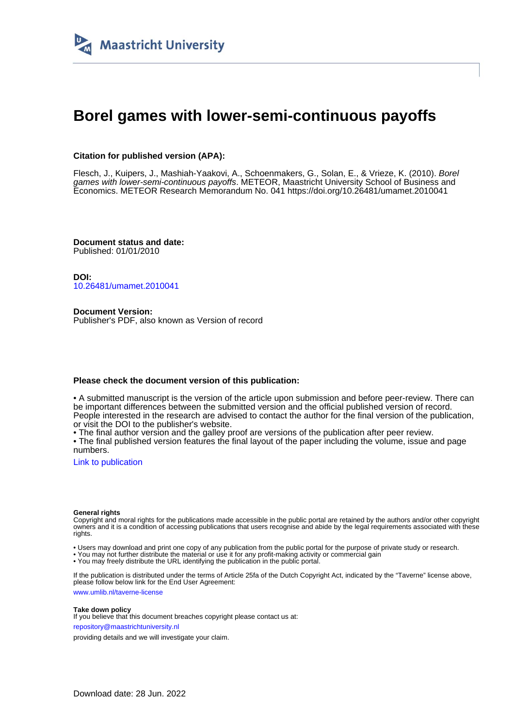Maastricht University

# Borel games with lower-semi-continuous payoffs

**Citation for published version (APA):**

Flesch, J., Kuipers, J., Mashiah-Yaakovi, A., Schoenmakers, G., Solan, E., & Vrieze, K. (2010). *Borel games with lower-semi-continuous payoffs*. METEOR, Maastricht University School of Business and Economics. METEOR Research Memorandum No. 041 https://doi.org/10.26481/umamet.2010041

**Document status and date:**
Published: 01/01/2010

**DOI:**
10.26481/umamet.2010041

**Document Version:**
Publisher's PDF, also known as Version of record

**Please check the document version of this publication:**

• A submitted manuscript is the version of the article upon submission and before peer-review. There can be important differences between the submitted version and the official published version of record. People interested in the research are advised to contact the author for the final version of the publication, or visit the DOI to the publisher's website.
• The final author version and the galley proof are versions of the publication after peer review.
• The final published version features the final layout of the paper including the volume, issue and page numbers.

Link to publication

**General rights**
Copyright and moral rights for the publications made accessible in the public portal are retained by the authors and/or other copyright owners and it is a condition of accessing publications that users recognise and abide by the legal requirements associated with these rights.

• Users may download and print one copy of any publication from the public portal for the purpose of private study or research.
• You may not further distribute the material or use it for any profit-making activity or commercial gain
• You may freely distribute the URL identifying the publication in the public portal.

If the publication is distributed under the terms of Article 25fa of the Dutch Copyright Act, indicated by the "Taverne" license above, please follow below link for the End User Agreement:

www.umlib.nl/taverne-license

**Take down policy**
If you believe that this document breaches copyright please contact us at:

repository@maastrichtuniversity.nl

providing details and we will investigate your claim.

Download date: 28 Jun. 2022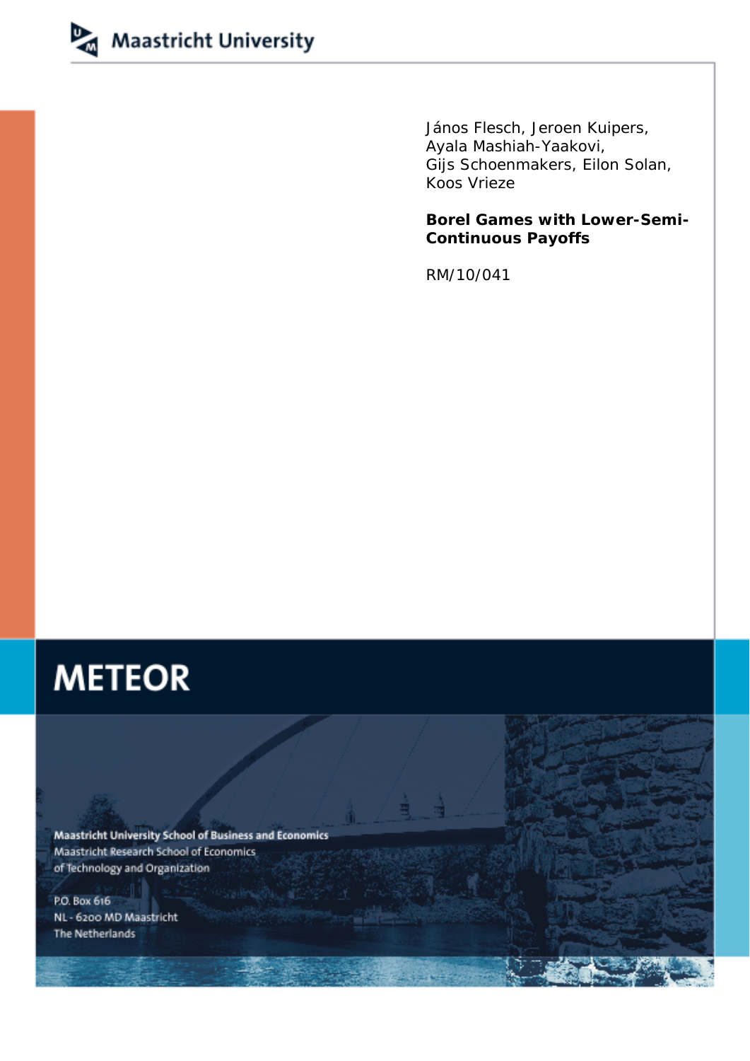Maastricht University

János Flesch, Jeroen Kuipers,
Ayala Mashiah-Yaakovi,
Gijs Schoenmakers, Eilon Solan,
Koos Vrieze

**Borel Games with Lower-Semi-Continuous Payoffs**

RM/10/041

# METEOR

Maastricht University School of Business and Economics
Maastricht Research School of Economics
of Technology and Organization

P.O. Box 616
NL - 6200 MD Maastricht
The Netherlands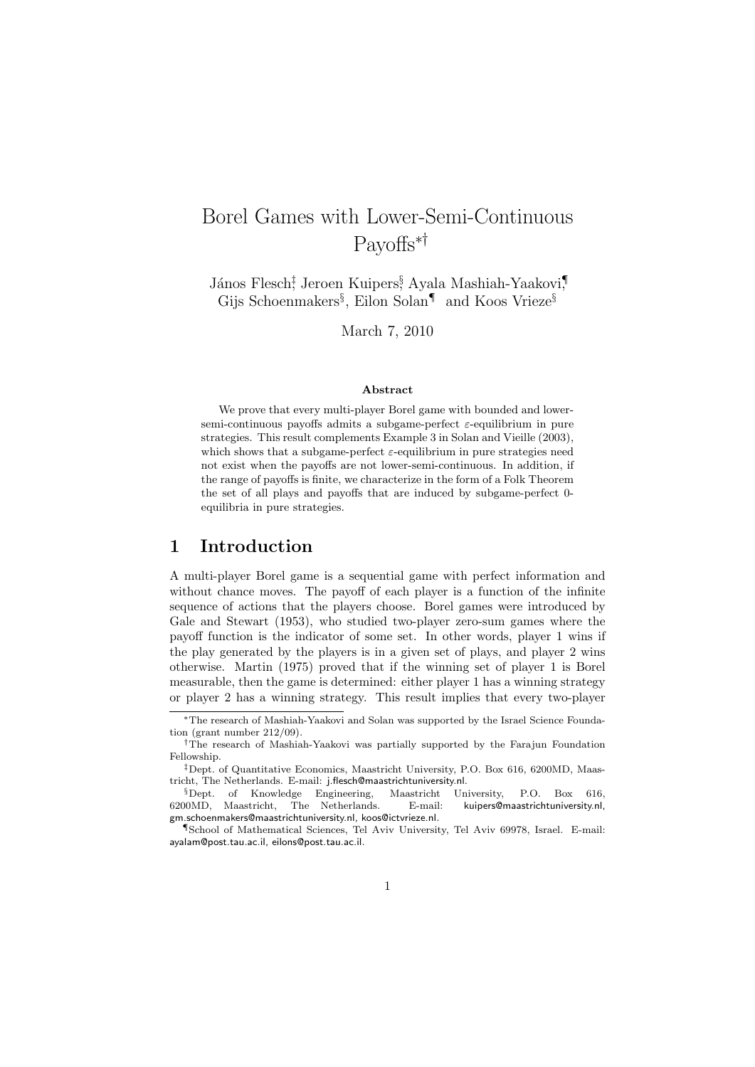# Borel Games with Lower-Semi-Continuous Payoffs*†

János Flesch‡, Jeroen Kuipers§, Ayala Mashiah-Yaakovi¶, Gijs Schoenmakers§, Eilon Solan¶ and Koos Vrieze§

March 7, 2010

**Abstract**

We prove that every multi-player Borel game with bounded and lower-semi-continuous payoffs admits a subgame-perfect $\varepsilon$-equilibrium in pure strategies. This result complements Example 3 in Solan and Vieille (2003), which shows that a subgame-perfect $\varepsilon$-equilibrium in pure strategies need not exist when the payoffs are not lower-semi-continuous. In addition, if the range of payoffs is finite, we characterize in the form of a Folk Theorem the set of all plays and payoffs that are induced by subgame-perfect 0-equilibria in pure strategies.

## 1 Introduction

A multi-player Borel game is a sequential game with perfect information and without chance moves. The payoff of each player is a function of the infinite sequence of actions that the players choose. Borel games were introduced by Gale and Stewart (1953), who studied two-player zero-sum games where the payoff function is the indicator of some set. In other words, player 1 wins if the play generated by the players is in a given set of plays, and player 2 wins otherwise. Martin (1975) proved that if the winning set of player 1 is Borel measurable, then the game is determined: either player 1 has a winning strategy or player 2 has a winning strategy. This result implies that every two-player

---

*The research of Mashiah-Yaakovi and Solan was supported by the Israel Science Foundation (grant number 212/09).

†The research of Mashiah-Yaakovi was partially supported by the Farajun Foundation Fellowship.

‡Dept. of Quantitative Economics, Maastricht University, P.O. Box 616, 6200MD, Maastricht, The Netherlands. E-mail: j.flesch@maastrichtuniversity.nl.

§Dept. of Knowledge Engineering, Maastricht University, P.O. Box 616, 6200MD, Maastricht, The Netherlands. E-mail: kuipers@maastrichtuniversity.nl, gm.schoenmakers@maastrichtuniversity.nl, koos@ictvrieze.nl.

¶School of Mathematical Sciences, Tel Aviv University, Tel Aviv 69978, Israel. E-mail: ayalam@post.tau.ac.il, eilons@post.tau.ac.il.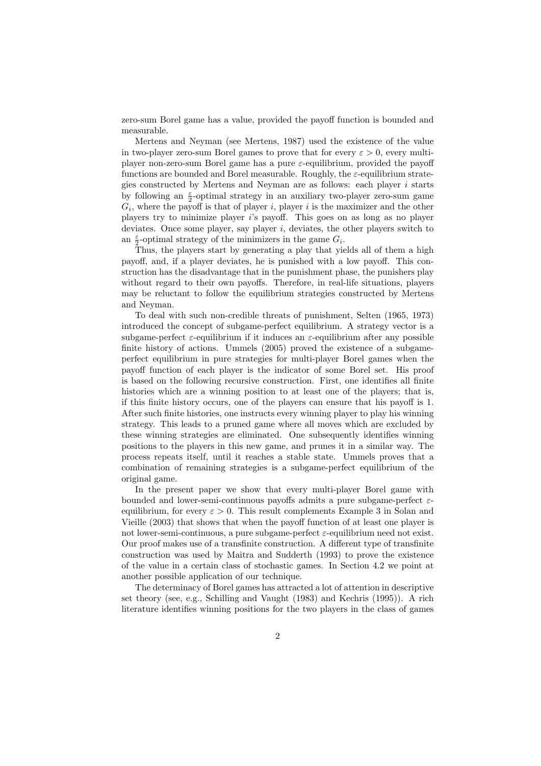zero-sum Borel game has a value, provided the payoff function is bounded and measurable.

Mertens and Neyman (see Mertens, 1987) used the existence of the value in two-player zero-sum Borel games to prove that for every $\varepsilon > 0$, every multi-player non-zero-sum Borel game has a pure $\varepsilon$-equilibrium, provided the payoff functions are bounded and Borel measurable. Roughly, the $\varepsilon$-equilibrium strategies constructed by Mertens and Neyman are as follows: each player $i$ starts by following an $\frac{\varepsilon}{2}$-optimal strategy in an auxiliary two-player zero-sum game $G_i$, where the payoff is that of player $i$, player $i$ is the maximizer and the other players try to minimize player $i$'s payoff. This goes on as long as no player deviates. Once some player, say player $i$, deviates, the other players switch to an $\frac{\varepsilon}{2}$-optimal strategy of the minimizers in the game $G_i$.

Thus, the players start by generating a play that yields all of them a high payoff, and, if a player deviates, he is punished with a low payoff. This construction has the disadvantage that in the punishment phase, the punishers play without regard to their own payoffs. Therefore, in real-life situations, players may be reluctant to follow the equilibrium strategies constructed by Mertens and Neyman.

To deal with such non-credible threats of punishment, Selten (1965, 1973) introduced the concept of subgame-perfect equilibrium. A strategy vector is a subgame-perfect $\varepsilon$-equilibrium if it induces an $\varepsilon$-equilibrium after any possible finite history of actions. Ummels (2005) proved the existence of a subgame-perfect equilibrium in pure strategies for multi-player Borel games when the payoff function of each player is the indicator of some Borel set. His proof is based on the following recursive construction. First, one identifies all finite histories which are a winning position to at least one of the players; that is, if this finite history occurs, one of the players can ensure that his payoff is 1. After such finite histories, one instructs every winning player to play his winning strategy. This leads to a pruned game where all moves which are excluded by these winning strategies are eliminated. One subsequently identifies winning positions to the players in this new game, and prunes it in a similar way. The process repeats itself, until it reaches a stable state. Ummels proves that a combination of remaining strategies is a subgame-perfect equilibrium of the original game.

In the present paper we show that every multi-player Borel game with bounded and lower-semi-continuous payoffs admits a pure subgame-perfect $\varepsilon$-equilibrium, for every $\varepsilon > 0$. This result complements Example 3 in Solan and Vieille (2003) that shows that when the payoff function of at least one player is not lower-semi-continuous, a pure subgame-perfect $\varepsilon$-equilibrium need not exist. Our proof makes use of a transfinite construction. A different type of transfinite construction was used by Maitra and Sudderth (1993) to prove the existence of the value in a certain class of stochastic games. In Section 4.2 we point at another possible application of our technique.

The determinacy of Borel games has attracted a lot of attention in descriptive set theory (see, e.g., Schilling and Vaught (1983) and Kechris (1995)). A rich literature identifies winning positions for the two players in the class of games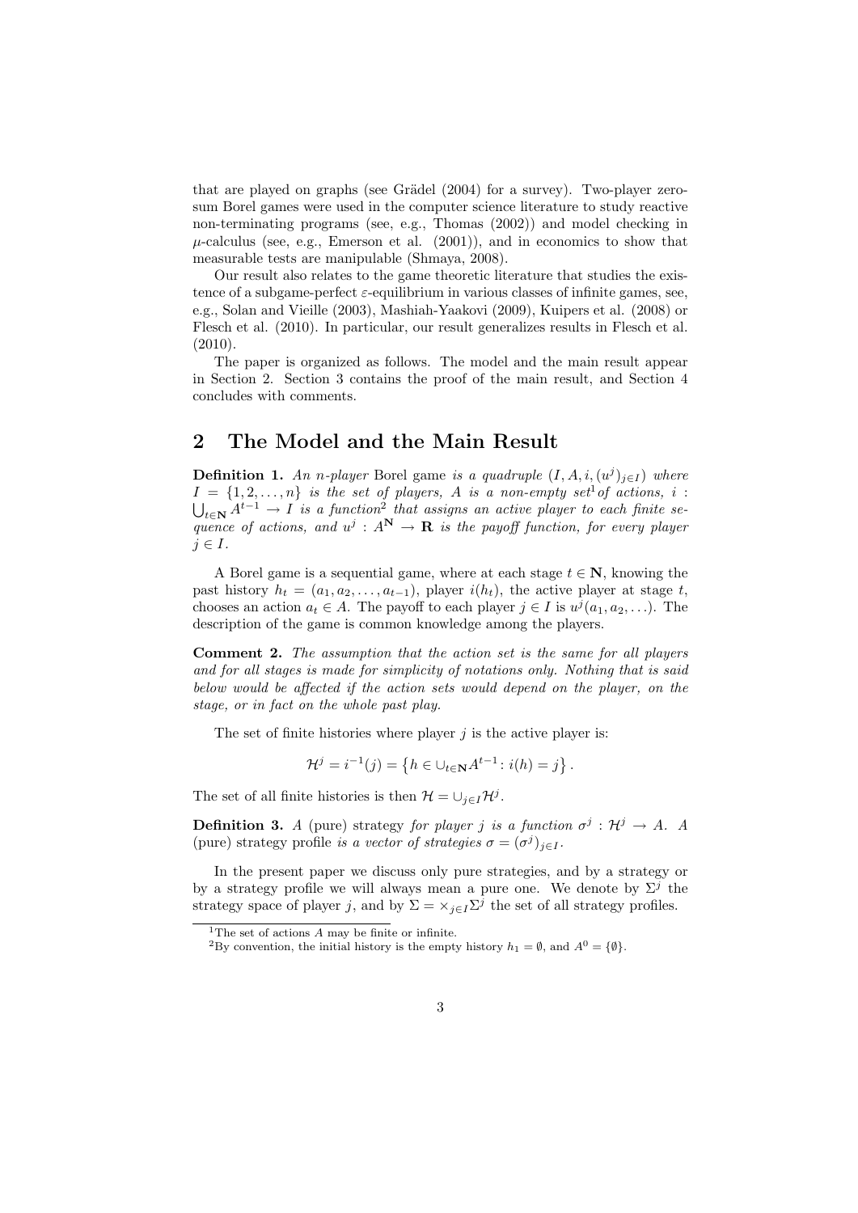that are played on graphs (see Grädel (2004) for a survey). Two-player zero-sum Borel games were used in the computer science literature to study reactive non-terminating programs (see, e.g., Thomas (2002)) and model checking in $\mu$-calculus (see, e.g., Emerson et al. (2001)), and in economics to show that measurable tests are manipulable (Shmaya, 2008).

Our result also relates to the game theoretic literature that studies the existence of a subgame-perfect $\varepsilon$-equilibrium in various classes of infinite games, see, e.g., Solan and Vieille (2003), Mashiah-Yaakovi (2009), Kuipers et al. (2008) or Flesch et al. (2010). In particular, our result generalizes results in Flesch et al. (2010).

The paper is organized as follows. The model and the main result appear in Section 2. Section 3 contains the proof of the main result, and Section 4 concludes with comments.

## 2 The Model and the Main Result

**Definition 1.** *An n-player* Borel game *is a quadruple $(I, A, i, (u^j)_{j\in I})$ where $I = \{1, 2, \ldots, n\}$ is the set of players, $A$ is a non-empty set*[1] *of actions, $i : \bigcup_{t\in\mathbf{N}} A^{t-1} \to I$ is a function*[2] *that assigns an active player to each finite sequence of actions, and $u^j : A^{\mathbf{N}} \to \mathbf{R}$ is the payoff function, for every player $j \in I$.*

A Borel game is a sequential game, where at each stage $t \in \mathbf{N}$, knowing the past history $h_t = (a_1, a_2, \ldots, a_{t-1})$, player $i(h_t)$, the active player at stage $t$, chooses an action $a_t \in A$. The payoff to each player $j \in I$ is $u^j(a_1, a_2, \ldots)$. The description of the game is common knowledge among the players.

**Comment 2.** *The assumption that the action set is the same for all players and for all stages is made for simplicity of notations only. Nothing that is said below would be affected if the action sets would depend on the player, on the stage, or in fact on the whole past play.*

The set of finite histories where player $j$ is the active player is:

$$\mathcal{H}^j = i^{-1}(j) = \left\{h \in \cup_{t\in\mathbf{N}} A^{t-1} : i(h) = j\right\}.$$

The set of all finite histories is then $\mathcal{H} = \cup_{j\in I}\mathcal{H}^j$.

**Definition 3.** *A* (pure) strategy *for player $j$ is a function $\sigma^j : \mathcal{H}^j \to A$. A* (pure) strategy profile *is a vector of strategies $\sigma = (\sigma^j)_{j\in I}$.*

In the present paper we discuss only pure strategies, and by a strategy or by a strategy profile we will always mean a pure one. We denote by $\Sigma^j$ the strategy space of player $j$, and by $\Sigma = \times_{j\in I}\Sigma^j$ the set of all strategy profiles.

[1] The set of actions $A$ may be finite or infinite.

[2] By convention, the initial history is the empty history $h_1 = \emptyset$, and $A^0 = \{\emptyset\}$.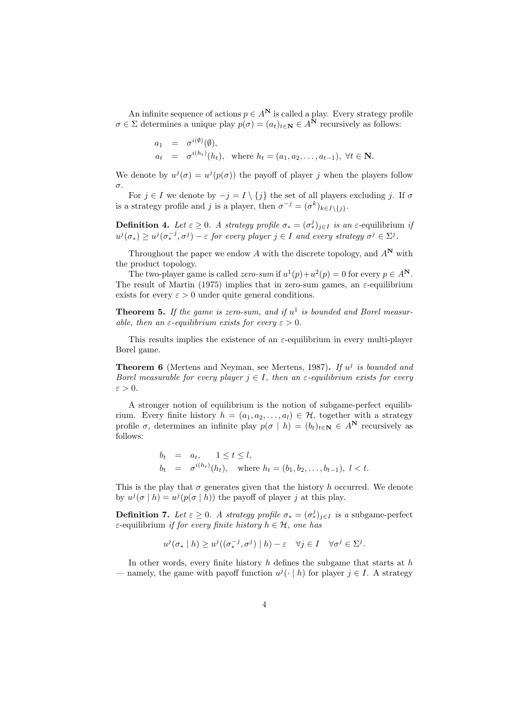An infinite sequence of actions $p \in A^{\mathbf{N}}$ is called a play. Every strategy profile $\sigma \in \Sigma$ determines a unique play $p(\sigma) = (a_t)_{t \in \mathbf{N}} \in A^{\mathbf{N}}$ recursively as follows:

$$
\begin{aligned}
a_1 &= \sigma^{i(\emptyset)}(\emptyset), \\
a_t &= \sigma^{i(h_t)}(h_t), \quad \text{where } h_t = (a_1, a_2, \ldots, a_{t-1}), \ \forall t \in \mathbf{N}.
\end{aligned}
$$

We denote by $u^j(\sigma) = u^j(p(\sigma))$ the payoff of player $j$ when the players follow $\sigma$.

For $j \in I$ we denote by $-j = I \setminus \{j\}$ the set of all players excluding $j$. If $\sigma$ is a strategy profile and $j$ is a player, then $\sigma^{-j} = (\sigma^k)_{k \in I \setminus \{j\}}$.

**Definition 4.** *Let $\varepsilon \geq 0$. A strategy profile $\sigma_* = (\sigma_*^j)_{j \in I}$ is an* $\varepsilon$-equilibrium *if $u^j(\sigma_*) \geq u^j(\sigma_*^{-j}, \sigma^j) - \varepsilon$ for every player $j \in I$ and every strategy $\sigma^j \in \Sigma^j$.*

Throughout the paper we endow $A$ with the discrete topology, and $A^{\mathbf{N}}$ with the product topology.

The two-player game is called *zero-sum* if $u^1(p) + u^2(p) = 0$ for every $p \in A^{\mathbf{N}}$. The result of Martin (1975) implies that in zero-sum games, an $\varepsilon$-equilibrium exists for every $\varepsilon > 0$ under quite general conditions.

**Theorem 5.** *If the game is zero-sum, and if $u^1$ is bounded and Borel measurable, then an $\varepsilon$-equilibrium exists for every $\varepsilon > 0$.*

This results implies the existence of an $\varepsilon$-equilibrium in every multi-player Borel game.

**Theorem 6** (Mertens and Neyman, see Mertens, 1987)**.** *If $u^j$ is bounded and Borel measurable for every player $j \in I$, then an $\varepsilon$-equilibrium exists for every $\varepsilon > 0$.*

A stronger notion of equilibrium is the notion of subgame-perfect equilibrium. Every finite history $h = (a_1, a_2, \ldots, a_l) \in \mathcal{H}$, together with a strategy profile $\sigma$, determines an infinite play $p(\sigma \mid h) = (b_t)_{t \in \mathbf{N}} \in A^{\mathbf{N}}$ recursively as follows:

$$
\begin{aligned}
b_t &= a_t, \qquad 1 \leq t \leq l, \\
b_t &= \sigma^{i(h_t)}(h_t), \quad \text{where } h_t = (b_1, b_2, \ldots, b_{t-1}), \ l < t.
\end{aligned}
$$

This is the play that $\sigma$ generates given that the history $h$ occurred. We denote by $u^j(\sigma \mid h) = u^j(p(\sigma \mid h))$ the payoff of player $j$ at this play.

**Definition 7.** *Let $\varepsilon \geq 0$. A strategy profile $\sigma_* = (\sigma_*^j)_{j \in I}$ is a* subgame-perfect $\varepsilon$-equilibrium *if for every finite history $h \in \mathcal{H}$, one has*

$$
u^j(\sigma_* \mid h) \geq u^j((\sigma_*^{-j}, \sigma^j) \mid h) - \varepsilon \quad \forall j \in I \quad \forall \sigma^j \in \Sigma^j.
$$

In other words, every finite history $h$ defines the subgame that starts at $h$ — namely, the game with payoff function $u^j(\cdot \mid h)$ for player $j \in I$. A strategy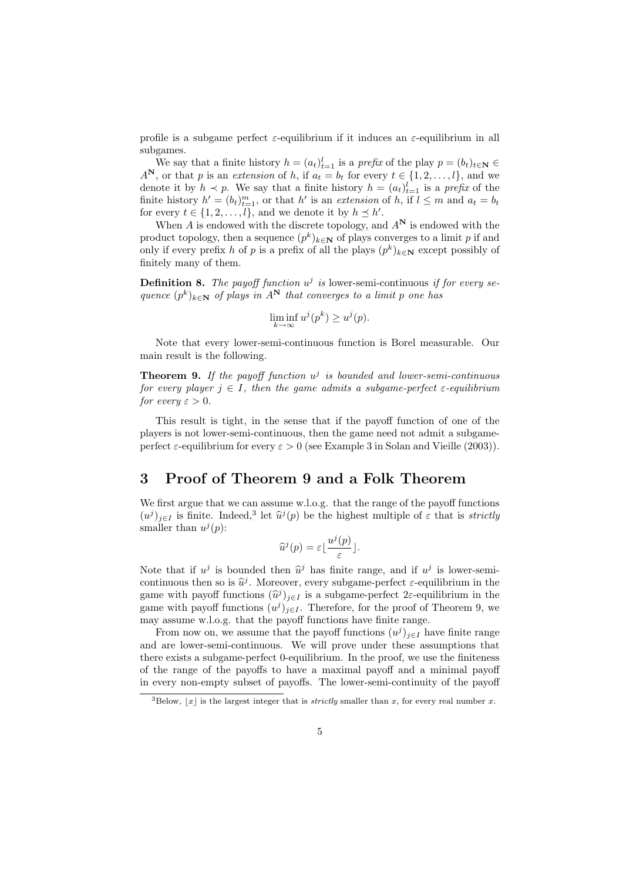profile is a subgame perfect $\varepsilon$-equilibrium if it induces an $\varepsilon$-equilibrium in all subgames.

We say that a finite history $h = (a_t)_{t=1}^l$ is a *prefix* of the play $p = (b_t)_{t \in \mathbf{N}} \in A^{\mathbf{N}}$, or that $p$ is an *extension* of $h$, if $a_t = b_t$ for every $t \in \{1, 2, \ldots, l\}$, and we denote it by $h \prec p$. We say that a finite history $h = (a_t)_{t=1}^l$ is a *prefix* of the finite history $h' = (b_t)_{t=1}^m$, or that $h'$ is an *extension* of $h$, if $l \leq m$ and $a_t = b_t$ for every $t \in \{1, 2, \ldots, l\}$, and we denote it by $h \preceq h'$.

When $A$ is endowed with the discrete topology, and $A^{\mathbf{N}}$ is endowed with the product topology, then a sequence $(p^k)_{k \in \mathbf{N}}$ of plays converges to a limit $p$ if and only if every prefix $h$ of $p$ is a prefix of all the plays $(p^k)_{k \in \mathbf{N}}$ except possibly of finitely many of them.

**Definition 8.** *The payoff function $u^j$ is* lower-semi-continuous *if for every sequence $(p^k)_{k \in \mathbf{N}}$ of plays in $A^{\mathbf{N}}$ that converges to a limit $p$ one has*

$$\liminf_{k \to \infty} u^j(p^k) \geq u^j(p).$$

Note that every lower-semi-continuous function is Borel measurable. Our main result is the following.

**Theorem 9.** *If the payoff function $u^j$ is bounded and lower-semi-continuous for every player $j \in I$, then the game admits a subgame-perfect $\varepsilon$-equilibrium for every $\varepsilon > 0$.*

This result is tight, in the sense that if the payoff function of one of the players is not lower-semi-continuous, then the game need not admit a subgame-perfect $\varepsilon$-equilibrium for every $\varepsilon > 0$ (see Example 3 in Solan and Vieille (2003)).

## 3 Proof of Theorem 9 and a Folk Theorem

We first argue that we can assume w.l.o.g. that the range of the payoff functions $(u^j)_{j \in I}$ is finite. Indeed,[3] let $\widehat{u}^j(p)$ be the highest multiple of $\varepsilon$ that is *strictly* smaller than $u^j(p)$:

$$\widehat{u}^j(p) = \varepsilon \lfloor \frac{u^j(p)}{\varepsilon} \rfloor.$$

Note that if $u^j$ is bounded then $\widehat{u}^j$ has finite range, and if $u^j$ is lower-semi-continuous then so is $\widehat{u}^j$. Moreover, every subgame-perfect $\varepsilon$-equilibrium in the game with payoff functions $(\widehat{u}^j)_{j \in I}$ is a subgame-perfect $2\varepsilon$-equilibrium in the game with payoff functions $(u^j)_{j \in I}$. Therefore, for the proof of Theorem 9, we may assume w.l.o.g. that the payoff functions have finite range.

From now on, we assume that the payoff functions $(u^j)_{j \in I}$ have finite range and are lower-semi-continuous. We will prove under these assumptions that there exists a subgame-perfect 0-equilibrium. In the proof, we use the finiteness of the range of the payoffs to have a maximal payoff and a minimal payoff in every non-empty subset of payoffs. The lower-semi-continuity of the payoff

[3] Below, $\lfloor x \rfloor$ is the largest integer that is *strictly* smaller than $x$, for every real number $x$.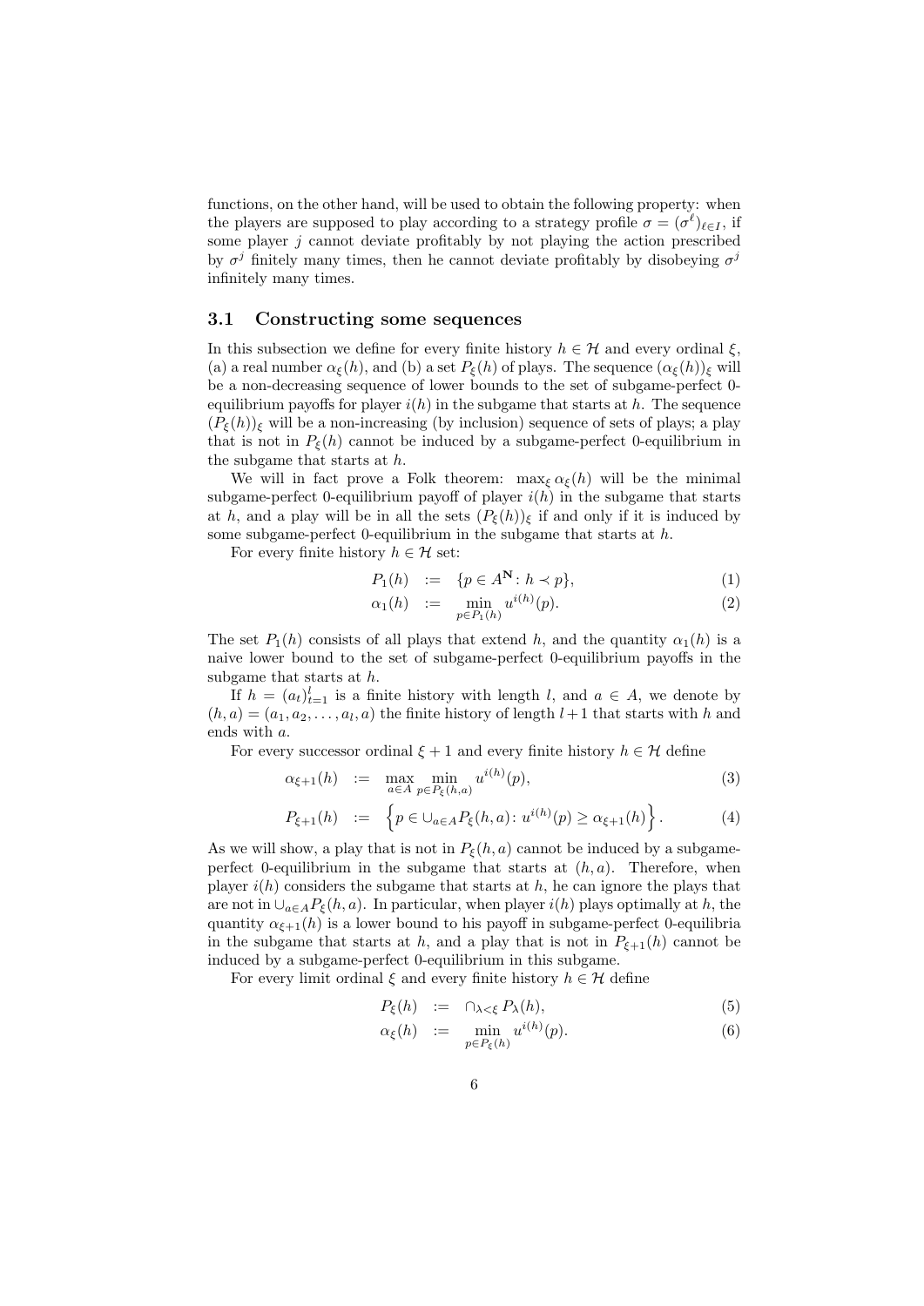functions, on the other hand, will be used to obtain the following property: when the players are supposed to play according to a strategy profile $\sigma = (\sigma^\ell)_{\ell \in I}$, if some player $j$ cannot deviate profitably by not playing the action prescribed by $\sigma^j$ finitely many times, then he cannot deviate profitably by disobeying $\sigma^j$ infinitely many times.

### 3.1 Constructing some sequences

In this subsection we define for every finite history $h \in \mathcal{H}$ and every ordinal $\xi$, (a) a real number $\alpha_\xi(h)$, and (b) a set $P_\xi(h)$ of plays. The sequence $(\alpha_\xi(h))_\xi$ will be a non-decreasing sequence of lower bounds to the set of subgame-perfect 0-equilibrium payoffs for player $i(h)$ in the subgame that starts at $h$. The sequence $(P_\xi(h))_\xi$ will be a non-increasing (by inclusion) sequence of sets of plays; a play that is not in $P_\xi(h)$ cannot be induced by a subgame-perfect 0-equilibrium in the subgame that starts at $h$.

We will in fact prove a Folk theorem: $\max_\xi \alpha_\xi(h)$ will be the minimal subgame-perfect 0-equilibrium payoff of player $i(h)$ in the subgame that starts at $h$, and a play will be in all the sets $(P_\xi(h))_\xi$ if and only if it is induced by some subgame-perfect 0-equilibrium in the subgame that starts at $h$.

For every finite history $h \in \mathcal{H}$ set:

$$P_1(h) := \{p \in A^{\mathbf{N}} : h \prec p\}, \tag{1}$$

$$\alpha_1(h) := \min_{p \in P_1(h)} u^{i(h)}(p). \tag{2}$$

The set $P_1(h)$ consists of all plays that extend $h$, and the quantity $\alpha_1(h)$ is a naive lower bound to the set of subgame-perfect 0-equilibrium payoffs in the subgame that starts at $h$.

If $h = (a_t)_{t=1}^l$ is a finite history with length $l$, and $a \in A$, we denote by $(h, a) = (a_1, a_2, \ldots, a_l, a)$ the finite history of length $l+1$ that starts with $h$ and ends with $a$.

For every successor ordinal $\xi + 1$ and every finite history $h \in \mathcal{H}$ define

$$\alpha_{\xi+1}(h) := \max_{a \in A} \min_{p \in P_\xi(h,a)} u^{i(h)}(p), \tag{3}$$

$$P_{\xi+1}(h) := \left\{ p \in \cup_{a \in A} P_\xi(h,a) : u^{i(h)}(p) \geq \alpha_{\xi+1}(h) \right\}. \tag{4}$$

As we will show, a play that is not in $P_\xi(h,a)$ cannot be induced by a subgame-perfect 0-equilibrium in the subgame that starts at $(h,a)$. Therefore, when player $i(h)$ considers the subgame that starts at $h$, he can ignore the plays that are not in $\cup_{a \in A} P_\xi(h,a)$. In particular, when player $i(h)$ plays optimally at $h$, the quantity $\alpha_{\xi+1}(h)$ is a lower bound to his payoff in subgame-perfect 0-equilibria in the subgame that starts at $h$, and a play that is not in $P_{\xi+1}(h)$ cannot be induced by a subgame-perfect 0-equilibrium in this subgame.

For every limit ordinal $\xi$ and every finite history $h \in \mathcal{H}$ define

$$P_\xi(h) := \cap_{\lambda < \xi} P_\lambda(h), \tag{5}$$

$$\alpha_\xi(h) := \min_{p \in P_\xi(h)} u^{i(h)}(p). \tag{6}$$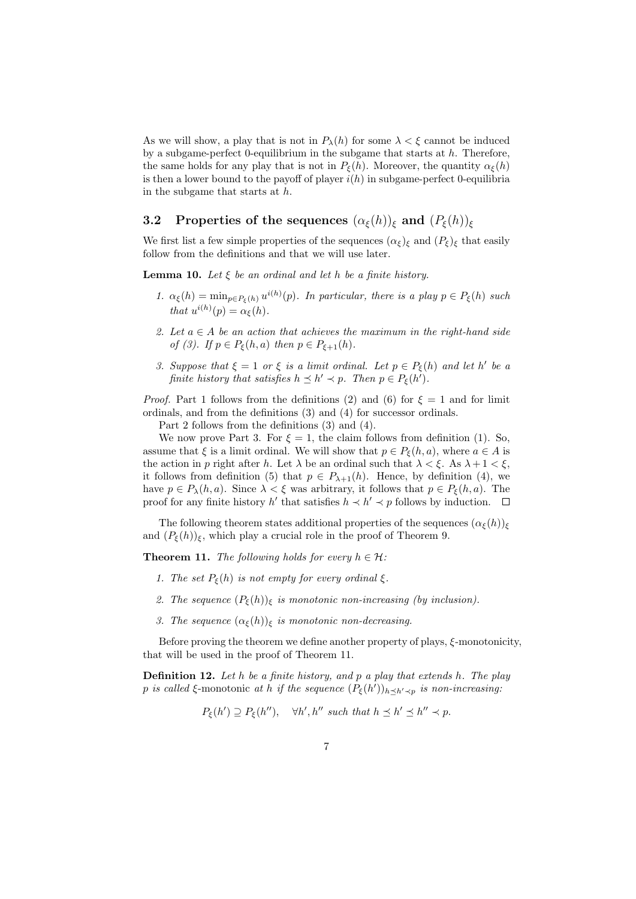As we will show, a play that is not in $P_\lambda(h)$ for some $\lambda < \xi$ cannot be induced by a subgame-perfect 0-equilibrium in the subgame that starts at $h$. Therefore, the same holds for any play that is not in $P_\xi(h)$. Moreover, the quantity $\alpha_\xi(h)$ is then a lower bound to the payoff of player $i(h)$ in subgame-perfect 0-equilibria in the subgame that starts at $h$.

## 3.2 Properties of the sequences $(\alpha_\xi(h))_\xi$ and $(P_\xi(h))_\xi$

We first list a few simple properties of the sequences $(\alpha_\xi)_\xi$ and $(P_\xi)_\xi$ that easily follow from the definitions and that we will use later.

**Lemma 10.** *Let $\xi$ be an ordinal and let $h$ be a finite history.*

1. *$\alpha_\xi(h) = \min_{p \in P_\xi(h)} u^{i(h)}(p)$. In particular, there is a play $p \in P_\xi(h)$ such that $u^{i(h)}(p) = \alpha_\xi(h)$.*
2. *Let $a \in A$ be an action that achieves the maximum in the right-hand side of (3). If $p \in P_\xi(h, a)$ then $p \in P_{\xi+1}(h)$.*
3. *Suppose that $\xi = 1$ or $\xi$ is a limit ordinal. Let $p \in P_\xi(h)$ and let $h'$ be a finite history that satisfies $h \preceq h' \prec p$. Then $p \in P_\xi(h')$.*

*Proof.* Part 1 follows from the definitions (2) and (6) for $\xi = 1$ and for limit ordinals, and from the definitions (3) and (4) for successor ordinals.

Part 2 follows from the definitions (3) and (4).

We now prove Part 3. For $\xi = 1$, the claim follows from definition (1). So, assume that $\xi$ is a limit ordinal. We will show that $p \in P_\xi(h, a)$, where $a \in A$ is the action in $p$ right after $h$. Let $\lambda$ be an ordinal such that $\lambda < \xi$. As $\lambda + 1 < \xi$, it follows from definition (5) that $p \in P_{\lambda+1}(h)$. Hence, by definition (4), we have $p \in P_\lambda(h, a)$. Since $\lambda < \xi$ was arbitrary, it follows that $p \in P_\xi(h, a)$. The proof for any finite history $h'$ that satisfies $h \prec h' \prec p$ follows by induction. $\square$

The following theorem states additional properties of the sequences $(\alpha_\xi(h))_\xi$ and $(P_\xi(h))_\xi$, which play a crucial role in the proof of Theorem 9.

**Theorem 11.** *The following holds for every $h \in \mathcal{H}$:*

1. *The set $P_\xi(h)$ is not empty for every ordinal $\xi$.*
2. *The sequence $(P_\xi(h))_\xi$ is monotonic non-increasing (by inclusion).*
3. *The sequence $(\alpha_\xi(h))_\xi$ is monotonic non-decreasing.*

Before proving the theorem we define another property of plays, $\xi$-monotonicity, that will be used in the proof of Theorem 11.

**Definition 12.** *Let $h$ be a finite history, and $p$ a play that extends $h$. The play $p$ is called* $\xi$-monotonic *at $h$ if the sequence $(P_\xi(h'))_{h \preceq h' \prec p}$ is non-increasing:*

$$P_\xi(h') \supseteq P_\xi(h''), \quad \forall h', h'' \text{ such that } h \preceq h' \preceq h'' \prec p.$$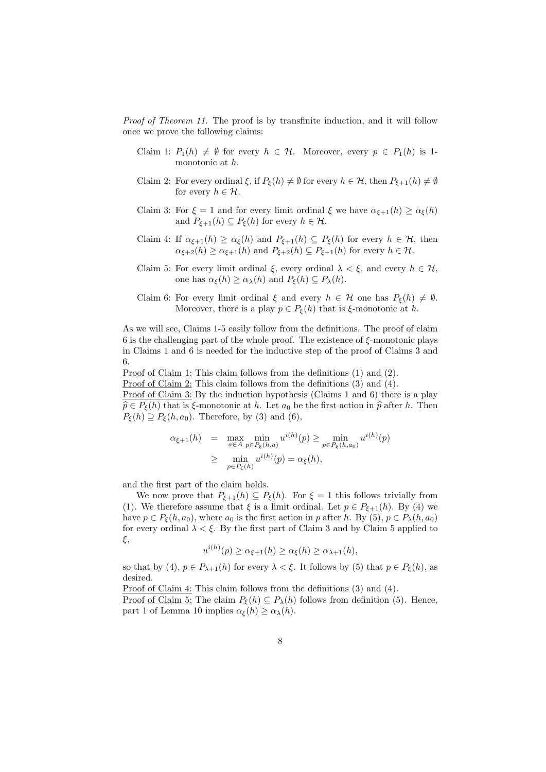*Proof of Theorem 11.* The proof is by transfinite induction, and it will follow once we prove the following claims:

- Claim 1: $P_1(h) \neq \emptyset$ for every $h \in \mathcal{H}$. Moreover, every $p \in P_1(h)$ is 1-monotonic at $h$.
- Claim 2: For every ordinal $\xi$, if $P_\xi(h) \neq \emptyset$ for every $h \in \mathcal{H}$, then $P_{\xi+1}(h) \neq \emptyset$ for every $h \in \mathcal{H}$.
- Claim 3: For $\xi = 1$ and for every limit ordinal $\xi$ we have $\alpha_{\xi+1}(h) \geq \alpha_\xi(h)$ and $P_{\xi+1}(h) \subseteq P_\xi(h)$ for every $h \in \mathcal{H}$.
- Claim 4: If $\alpha_{\xi+1}(h) \geq \alpha_\xi(h)$ and $P_{\xi+1}(h) \subseteq P_\xi(h)$ for every $h \in \mathcal{H}$, then $\alpha_{\xi+2}(h) \geq \alpha_{\xi+1}(h)$ and $P_{\xi+2}(h) \subseteq P_{\xi+1}(h)$ for every $h \in \mathcal{H}$.
- Claim 5: For every limit ordinal $\xi$, every ordinal $\lambda < \xi$, and every $h \in \mathcal{H}$, one has $\alpha_\xi(h) \geq \alpha_\lambda(h)$ and $P_\xi(h) \subseteq P_\lambda(h)$.
- Claim 6: For every limit ordinal $\xi$ and every $h \in \mathcal{H}$ one has $P_\xi(h) \neq \emptyset$. Moreover, there is a play $p \in P_\xi(h)$ that is $\xi$-monotonic at $h$.

As we will see, Claims 1-5 easily follow from the definitions. The proof of claim 6 is the challenging part of the whole proof. The existence of $\xi$-monotonic plays in Claims 1 and 6 is needed for the inductive step of the proof of Claims 3 and 6.

<u>Proof of Claim 1:</u> This claim follows from the definitions (1) and (2).

<u>Proof of Claim 2:</u> This claim follows from the definitions (3) and (4).

<u>Proof of Claim 3:</u> By the induction hypothesis (Claims 1 and 6) there is a play $\widehat{p} \in P_\xi(h)$ that is $\xi$-monotonic at $h$. Let $a_0$ be the first action in $\widehat{p}$ after $h$. Then $P_\xi(h) \supseteq P_\xi(h, a_0)$. Therefore, by (3) and (6),

$$\begin{aligned}
\alpha_{\xi+1}(h) &= \max_{a \in A} \min_{p \in P_\xi(h,a)} u^{i(h)}(p) \geq \min_{p \in P_\xi(h,a_0)} u^{i(h)}(p) \\
&\geq \min_{p \in P_\xi(h)} u^{i(h)}(p) = \alpha_\xi(h),
\end{aligned}$$

and the first part of the claim holds.

We now prove that $P_{\xi+1}(h) \subseteq P_\xi(h)$. For $\xi = 1$ this follows trivially from (1). We therefore assume that $\xi$ is a limit ordinal. Let $p \in P_{\xi+1}(h)$. By (4) we have $p \in P_\xi(h, a_0)$, where $a_0$ is the first action in $p$ after $h$. By (5), $p \in P_\lambda(h, a_0)$ for every ordinal $\lambda < \xi$. By the first part of Claim 3 and by Claim 5 applied to $\xi$,

$$u^{i(h)}(p) \geq \alpha_{\xi+1}(h) \geq \alpha_\xi(h) \geq \alpha_{\lambda+1}(h),$$

so that by (4), $p \in P_{\lambda+1}(h)$ for every $\lambda < \xi$. It follows by (5) that $p \in P_\xi(h)$, as desired.

<u>Proof of Claim 4:</u> This claim follows from the definitions (3) and (4).

<u>Proof of Claim 5:</u> The claim $P_\xi(h) \subseteq P_\lambda(h)$ follows from definition (5). Hence, part 1 of Lemma 10 implies $\alpha_\xi(h) \geq \alpha_\lambda(h)$.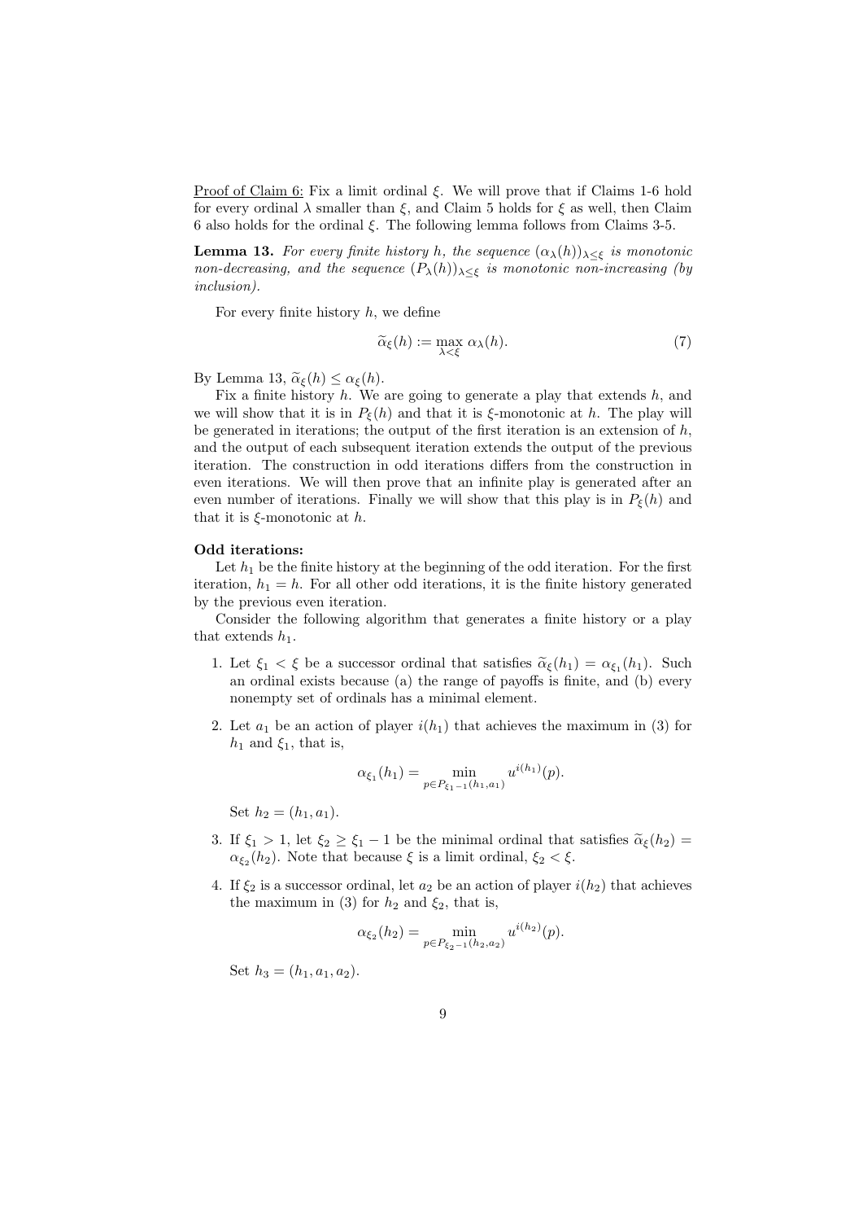Proof of Claim 6: Fix a limit ordinal $\xi$. We will prove that if Claims 1-6 hold for every ordinal $\lambda$ smaller than $\xi$, and Claim 5 holds for $\xi$ as well, then Claim 6 also holds for the ordinal $\xi$. The following lemma follows from Claims 3-5.

**Lemma 13.** *For every finite history $h$, the sequence $(\alpha_\lambda(h))_{\lambda \le \xi}$ is monotonic non-decreasing, and the sequence $(P_\lambda(h))_{\lambda \le \xi}$ is monotonic non-increasing (by inclusion).*

For every finite history $h$, we define

$$\widetilde{\alpha}_\xi(h) := \max_{\lambda < \xi} \alpha_\lambda(h). \tag{7}$$

By Lemma 13, $\widetilde{\alpha}_\xi(h) \le \alpha_\xi(h)$.

Fix a finite history $h$. We are going to generate a play that extends $h$, and we will show that it is in $P_\xi(h)$ and that it is $\xi$-monotonic at $h$. The play will be generated in iterations; the output of the first iteration is an extension of $h$, and the output of each subsequent iteration extends the output of the previous iteration. The construction in odd iterations differs from the construction in even iterations. We will then prove that an infinite play is generated after an even number of iterations. Finally we will show that this play is in $P_\xi(h)$ and that it is $\xi$-monotonic at $h$.

**Odd iterations:**

Let $h_1$ be the finite history at the beginning of the odd iteration. For the first iteration, $h_1 = h$. For all other odd iterations, it is the finite history generated by the previous even iteration.

Consider the following algorithm that generates a finite history or a play that extends $h_1$.

1. Let $\xi_1 < \xi$ be a successor ordinal that satisfies $\widetilde{\alpha}_\xi(h_1) = \alpha_{\xi_1}(h_1)$. Such an ordinal exists because (a) the range of payoffs is finite, and (b) every nonempty set of ordinals has a minimal element.

2. Let $a_1$ be an action of player $i(h_1)$ that achieves the maximum in (3) for $h_1$ and $\xi_1$, that is,
$$\alpha_{\xi_1}(h_1) = \min_{p \in P_{\xi_1 - 1}(h_1, a_1)} u^{i(h_1)}(p).$$
Set $h_2 = (h_1, a_1)$.

3. If $\xi_1 > 1$, let $\xi_2 \ge \xi_1 - 1$ be the minimal ordinal that satisfies $\widetilde{\alpha}_\xi(h_2) = \alpha_{\xi_2}(h_2)$. Note that because $\xi$ is a limit ordinal, $\xi_2 < \xi$.

4. If $\xi_2$ is a successor ordinal, let $a_2$ be an action of player $i(h_2)$ that achieves the maximum in (3) for $h_2$ and $\xi_2$, that is,
$$\alpha_{\xi_2}(h_2) = \min_{p \in P_{\xi_2 - 1}(h_2, a_2)} u^{i(h_2)}(p).$$
Set $h_3 = (h_1, a_1, a_2)$.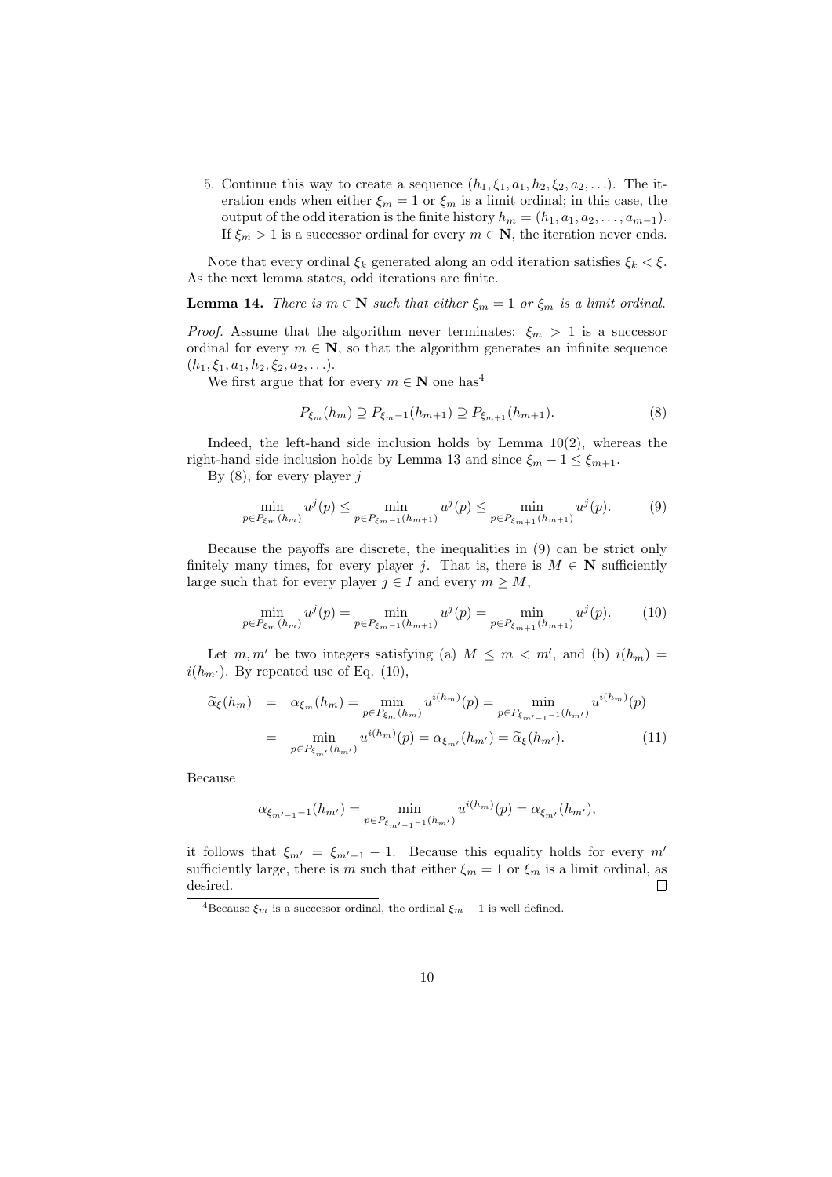5. Continue this way to create a sequence $(h_1, \xi_1, a_1, h_2, \xi_2, a_2, \ldots)$. The iteration ends when either $\xi_m = 1$ or $\xi_m$ is a limit ordinal; in this case, the output of the odd iteration is the finite history $h_m = (h_1, a_1, a_2, \ldots, a_{m-1})$. If $\xi_m > 1$ is a successor ordinal for every $m \in \mathbf{N}$, the iteration never ends.

Note that every ordinal $\xi_k$ generated along an odd iteration satisfies $\xi_k < \xi$. As the next lemma states, odd iterations are finite.

**Lemma 14.** *There is $m \in \mathbf{N}$ such that either $\xi_m = 1$ or $\xi_m$ is a limit ordinal.*

*Proof.* Assume that the algorithm never terminates: $\xi_m > 1$ is a successor ordinal for every $m \in \mathbf{N}$, so that the algorithm generates an infinite sequence $(h_1, \xi_1, a_1, h_2, \xi_2, a_2, \ldots)$.

We first argue that for every $m \in \mathbf{N}$ one has[4]

$$P_{\xi_m}(h_m) \supseteq P_{\xi_m - 1}(h_{m+1}) \supseteq P_{\xi_{m+1}}(h_{m+1}). \tag{8}$$

Indeed, the left-hand side inclusion holds by Lemma 10(2), whereas the right-hand side inclusion holds by Lemma 13 and since $\xi_m - 1 \leq \xi_{m+1}$.

By (8), for every player $j$

$$\min_{p \in P_{\xi_m}(h_m)} u^j(p) \leq \min_{p \in P_{\xi_m - 1}(h_{m+1})} u^j(p) \leq \min_{p \in P_{\xi_{m+1}}(h_{m+1})} u^j(p). \tag{9}$$

Because the payoffs are discrete, the inequalities in (9) can be strict only finitely many times, for every player $j$. That is, there is $M \in \mathbf{N}$ sufficiently large such that for every player $j \in I$ and every $m \geq M$,

$$\min_{p \in P_{\xi_m}(h_m)} u^j(p) = \min_{p \in P_{\xi_m - 1}(h_{m+1})} u^j(p) = \min_{p \in P_{\xi_{m+1}}(h_{m+1})} u^j(p). \tag{10}$$

Let $m, m'$ be two integers satisfying (a) $M \leq m < m'$, and (b) $i(h_m) = i(h_{m'})$. By repeated use of Eq. (10),

$$\begin{aligned} \widetilde{\alpha}_\xi(h_m) &= \alpha_{\xi_m}(h_m) = \min_{p \in P_{\xi_m}(h_m)} u^{i(h_m)}(p) = \min_{p \in P_{\xi_{m'-1}-1}(h_{m'})} u^{i(h_m)}(p) \\ &= \min_{p \in P_{\xi_{m'}}(h_{m'})} u^{i(h_m)}(p) = \alpha_{\xi_{m'}}(h_{m'}) = \widetilde{\alpha}_\xi(h_{m'}). \end{aligned} \tag{11}$$

Because

$$\alpha_{\xi_{m'-1}-1}(h_{m'}) = \min_{p \in P_{\xi_{m'-1}-1}(h_{m'})} u^{i(h_m)}(p) = \alpha_{\xi_{m'}}(h_{m'}),$$

it follows that $\xi_{m'} = \xi_{m'-1} - 1$. Because this equality holds for every $m'$ sufficiently large, there is $m$ such that either $\xi_m = 1$ or $\xi_m$ is a limit ordinal, as desired. $\square$

[4] Because $\xi_m$ is a successor ordinal, the ordinal $\xi_m - 1$ is well defined.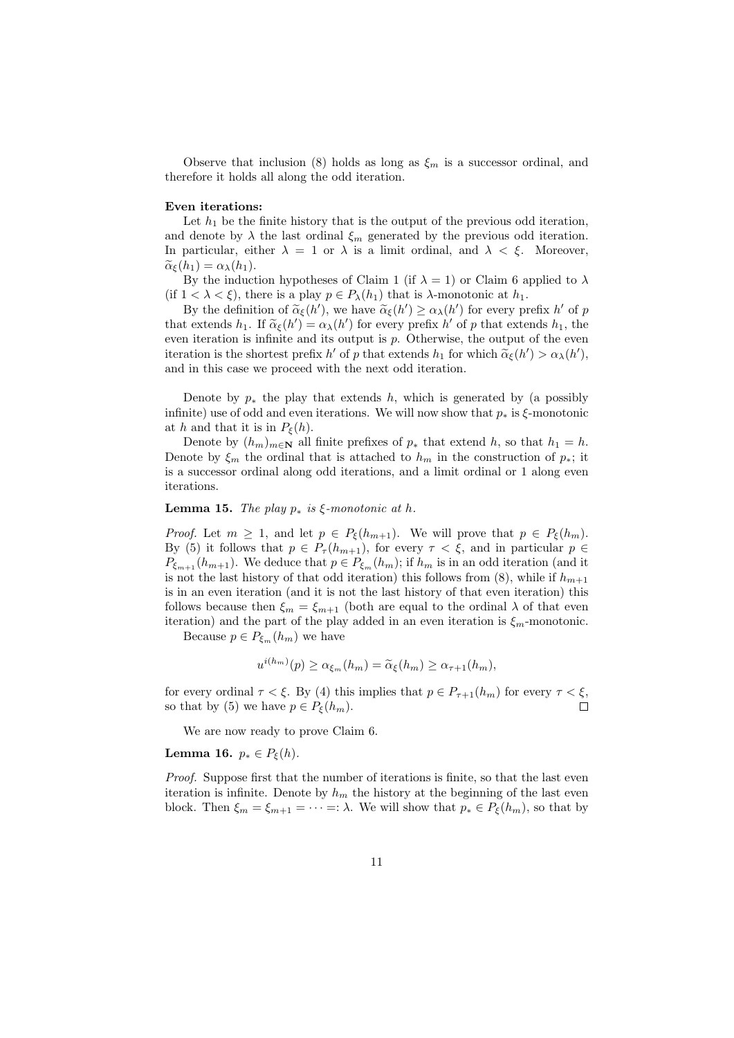Observe that inclusion (8) holds as long as $\xi_m$ is a successor ordinal, and therefore it holds all along the odd iteration.

**Even iterations:**

Let $h_1$ be the finite history that is the output of the previous odd iteration, and denote by $\lambda$ the last ordinal $\xi_m$ generated by the previous odd iteration. In particular, either $\lambda = 1$ or $\lambda$ is a limit ordinal, and $\lambda < \xi$. Moreover, $\widetilde{\alpha}_\xi(h_1) = \alpha_\lambda(h_1)$.

By the induction hypotheses of Claim 1 (if $\lambda = 1$) or Claim 6 applied to $\lambda$ (if $1 < \lambda < \xi$), there is a play $p \in P_\lambda(h_1)$ that is $\lambda$-monotonic at $h_1$.

By the definition of $\widetilde{\alpha}_\xi(h')$, we have $\widetilde{\alpha}_\xi(h') \geq \alpha_\lambda(h')$ for every prefix $h'$ of $p$ that extends $h_1$. If $\widetilde{\alpha}_\xi(h') = \alpha_\lambda(h')$ for every prefix $h'$ of $p$ that extends $h_1$, the even iteration is infinite and its output is $p$. Otherwise, the output of the even iteration is the shortest prefix $h'$ of $p$ that extends $h_1$ for which $\widetilde{\alpha}_\xi(h') > \alpha_\lambda(h')$, and in this case we proceed with the next odd iteration.

Denote by $p_*$ the play that extends $h$, which is generated by (a possibly infinite) use of odd and even iterations. We will now show that $p_*$ is $\xi$-monotonic at $h$ and that it is in $P_\xi(h)$.

Denote by $(h_m)_{m \in \mathbf{N}}$ all finite prefixes of $p_*$ that extend $h$, so that $h_1 = h$. Denote by $\xi_m$ the ordinal that is attached to $h_m$ in the construction of $p_*$; it is a successor ordinal along odd iterations, and a limit ordinal or 1 along even iterations.

**Lemma 15.** *The play $p_*$ is $\xi$-monotonic at $h$.*

*Proof.* Let $m \geq 1$, and let $p \in P_\xi(h_{m+1})$. We will prove that $p \in P_\xi(h_m)$. By (5) it follows that $p \in P_\tau(h_{m+1})$, for every $\tau < \xi$, and in particular $p \in P_{\xi_{m+1}}(h_{m+1})$. We deduce that $p \in P_{\xi_m}(h_m)$; if $h_m$ is in an odd iteration (and it is not the last history of that odd iteration) this follows from (8), while if $h_{m+1}$ is in an even iteration (and it is not the last history of that even iteration) this follows because then $\xi_m = \xi_{m+1}$ (both are equal to the ordinal $\lambda$ of that even iteration) and the part of the play added in an even iteration is $\xi_m$-monotonic.

Because $p \in P_{\xi_m}(h_m)$ we have

$$u^{i(h_m)}(p) \geq \alpha_{\xi_m}(h_m) = \widetilde{\alpha}_\xi(h_m) \geq \alpha_{\tau+1}(h_m),$$

for every ordinal $\tau < \xi$. By (4) this implies that $p \in P_{\tau+1}(h_m)$ for every $\tau < \xi$, so that by (5) we have $p \in P_\xi(h_m)$. $\square$

We are now ready to prove Claim 6.

**Lemma 16.** $p_* \in P_\xi(h)$.

*Proof.* Suppose first that the number of iterations is finite, so that the last even iteration is infinite. Denote by $h_m$ the history at the beginning of the last even block. Then $\xi_m = \xi_{m+1} = \cdots =: \lambda$. We will show that $p_* \in P_\xi(h_m)$, so that by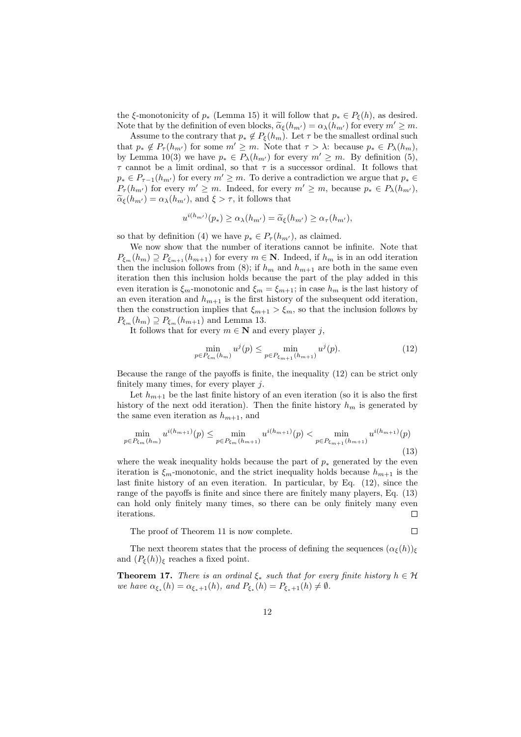the $\xi$-monotonicity of $p_*$ (Lemma 15) it will follow that $p_* \in P_\xi(h)$, as desired. Note that by the definition of even blocks, $\widetilde{\alpha}_\xi(h_{m'}) = \alpha_\lambda(h_{m'})$ for every $m' \geq m$.

Assume to the contrary that $p_* \notin P_\xi(h_m)$. Let $\tau$ be the smallest ordinal such that $p_* \notin P_\tau(h_{m'})$ for some $m' \geq m$. Note that $\tau > \lambda$: because $p_* \in P_\lambda(h_m)$, by Lemma 10(3) we have $p_* \in P_\lambda(h_{m'})$ for every $m' \geq m$. By definition (5), $\tau$ cannot be a limit ordinal, so that $\tau$ is a successor ordinal. It follows that $p_* \in P_{\tau-1}(h_{m'})$ for every $m' \geq m$. To derive a contradiction we argue that $p_* \in P_\tau(h_{m'})$ for every $m' \geq m$. Indeed, for every $m' \geq m$, because $p_* \in P_\lambda(h_{m'})$, $\widetilde{\alpha}_\xi(h_{m'}) = \alpha_\lambda(h_{m'})$, and $\xi > \tau$, it follows that

$$u^{i(h_{m'})}(p_*) \geq \alpha_\lambda(h_{m'}) = \widetilde{\alpha}_\xi(h_{m'}) \geq \alpha_\tau(h_{m'}),$$

so that by definition (4) we have $p_* \in P_\tau(h_{m'})$, as claimed.

We now show that the number of iterations cannot be infinite. Note that $P_{\xi_m}(h_m) \supseteq P_{\xi_{m+1}}(h_{m+1})$ for every $m \in \mathbf{N}$. Indeed, if $h_m$ is in an odd iteration then the inclusion follows from (8); if $h_m$ and $h_{m+1}$ are both in the same even iteration then this inclusion holds because the part of the play added in this even iteration is $\xi_m$-monotonic and $\xi_m = \xi_{m+1}$; in case $h_m$ is the last history of an even iteration and $h_{m+1}$ is the first history of the subsequent odd iteration, then the construction implies that $\xi_{m+1} > \xi_m$, so that the inclusion follows by $P_{\xi_m}(h_m) \supseteq P_{\xi_m}(h_{m+1})$ and Lemma 13.

It follows that for every $m \in \mathbf{N}$ and every player $j$,

$$\min_{p \in P_{\xi_m}(h_m)} u^j(p) \leq \min_{p \in P_{\xi_{m+1}}(h_{m+1})} u^j(p). \tag{12}$$

Because the range of the payoffs is finite, the inequality (12) can be strict only finitely many times, for every player $j$.

Let $h_{m+1}$ be the last finite history of an even iteration (so it is also the first history of the next odd iteration). Then the finite history $h_m$ is generated by the same even iteration as $h_{m+1}$, and

$$\min_{p \in P_{\xi_m}(h_m)} u^{i(h_{m+1})}(p) \leq \min_{p \in P_{\xi_m}(h_{m+1})} u^{i(h_{m+1})}(p) < \min_{p \in P_{\xi_{m+1}}(h_{m+1})} u^{i(h_{m+1})}(p) \tag{13}$$

where the weak inequality holds because the part of $p_*$ generated by the even iteration is $\xi_m$-monotonic, and the strict inequality holds because $h_{m+1}$ is the last finite history of an even iteration. In particular, by Eq. (12), since the range of the payoffs is finite and since there are finitely many players, Eq. (13) can hold only finitely many times, so there can be only finitely many even iterations. $\square$

The proof of Theorem 11 is now complete. $\square$

The next theorem states that the process of defining the sequences $(\alpha_\xi(h))_\xi$ and $(P_\xi(h))_\xi$ reaches a fixed point.

**Theorem 17.** *There is an ordinal $\xi_*$ such that for every finite history $h \in \mathcal{H}$ we have $\alpha_{\xi_*}(h) = \alpha_{\xi_*+1}(h)$, and $P_{\xi_*}(h) = P_{\xi_*+1}(h) \neq \emptyset$.*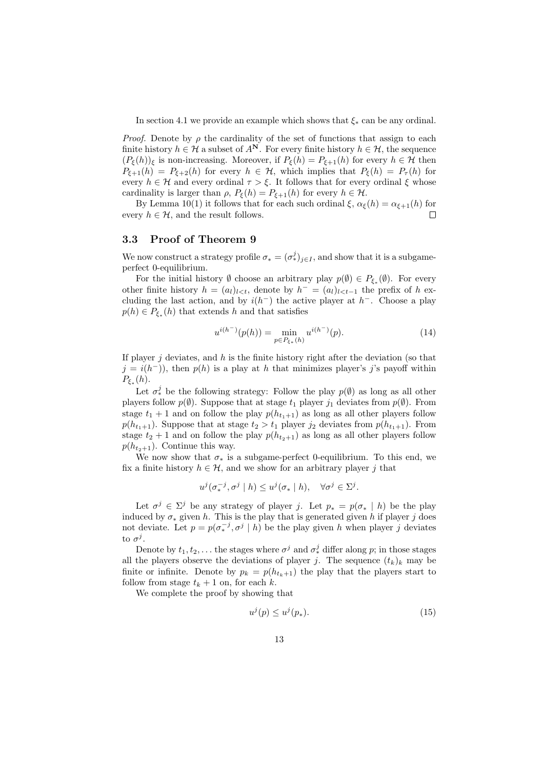In section 4.1 we provide an example which shows that $\xi_*$ can be any ordinal.

*Proof.* Denote by $\rho$ the cardinality of the set of functions that assign to each finite history $h \in \mathcal{H}$ a subset of $A^{\mathbf{N}}$. For every finite history $h \in \mathcal{H}$, the sequence $(P_\xi(h))_\xi$ is non-increasing. Moreover, if $P_\xi(h) = P_{\xi+1}(h)$ for every $h \in \mathcal{H}$ then $P_{\xi+1}(h) = P_{\xi+2}(h)$ for every $h \in \mathcal{H}$, which implies that $P_\xi(h) = P_\tau(h)$ for every $h \in \mathcal{H}$ and every ordinal $\tau > \xi$. It follows that for every ordinal $\xi$ whose cardinality is larger than $\rho$, $P_\xi(h) = P_{\xi+1}(h)$ for every $h \in \mathcal{H}$.

By Lemma 10(1) it follows that for each such ordinal $\xi$, $\alpha_\xi(h) = \alpha_{\xi+1}(h)$ for every $h \in \mathcal{H}$, and the result follows. $\square$

### 3.3 Proof of Theorem 9

We now construct a strategy profile $\sigma_* = (\sigma_*^j)_{j \in I}$, and show that it is a subgame-perfect 0-equilibrium.

For the initial history $\emptyset$ choose an arbitrary play $p(\emptyset) \in P_{\xi_*}(\emptyset)$. For every other finite history $h = (a_l)_{l<t}$, denote by $h^- = (a_l)_{l<t-1}$ the prefix of $h$ excluding the last action, and by $i(h^-)$ the active player at $h^-$. Choose a play $p(h) \in P_{\xi_*}(h)$ that extends $h$ and that satisfies

$$u^{i(h^-)}(p(h)) = \min_{p \in P_{\xi_*}(h)} u^{i(h^-)}(p). \tag{14}$$

If player $j$ deviates, and $h$ is the finite history right after the deviation (so that $j = i(h^-)$), then $p(h)$ is a play at $h$ that minimizes player's $j$'s payoff within $P_{\xi_*}(h)$.

Let $\sigma_*^j$ be the following strategy: Follow the play $p(\emptyset)$ as long as all other players follow $p(\emptyset)$. Suppose that at stage $t_1$ player $j_1$ deviates from $p(\emptyset)$. From stage $t_1 + 1$ and on follow the play $p(h_{t_1+1})$ as long as all other players follow $p(h_{t_1+1})$. Suppose that at stage $t_2 > t_1$ player $j_2$ deviates from $p(h_{t_1+1})$. From stage $t_2 + 1$ and on follow the play $p(h_{t_2+1})$ as long as all other players follow $p(h_{t_2+1})$. Continue this way.

We now show that $\sigma_*$ is a subgame-perfect 0-equilibrium. To this end, we fix a finite history $h \in \mathcal{H}$, and we show for an arbitrary player $j$ that

$$u^j(\sigma_*^{-j}, \sigma^j \mid h) \le u^j(\sigma_* \mid h), \quad \forall \sigma^j \in \Sigma^j.$$

Let $\sigma^j \in \Sigma^j$ be any strategy of player $j$. Let $p_* = p(\sigma_* \mid h)$ be the play induced by $\sigma_*$ given $h$. This is the play that is generated given $h$ if player $j$ does not deviate. Let $p = p(\sigma_*^{-j}, \sigma^j \mid h)$ be the play given $h$ when player $j$ deviates to $\sigma^j$.

Denote by $t_1, t_2, \ldots$ the stages where $\sigma^j$ and $\sigma_*^j$ differ along $p$; in those stages all the players observe the deviations of player $j$. The sequence $(t_k)_k$ may be finite or infinite. Denote by $p_k = p(h_{t_k+1})$ the play that the players start to follow from stage $t_k + 1$ on, for each $k$.

We complete the proof by showing that

$$u^j(p) \le u^j(p_*). \tag{15}$$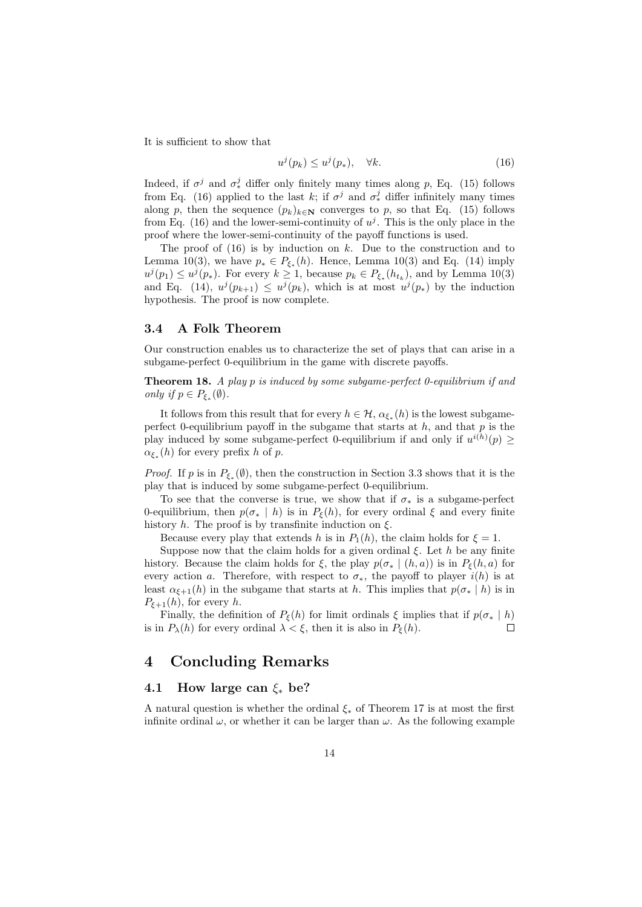It is sufficient to show that

$$u^j(p_k) \leq u^j(p_*), \quad \forall k. \tag{16}$$

Indeed, if $\sigma^j$ and $\sigma^j_*$ differ only finitely many times along $p$, Eq. (15) follows from Eq. (16) applied to the last $k$; if $\sigma^j$ and $\sigma^j_*$ differ infinitely many times along $p$, then the sequence $(p_k)_{k\in\mathbf{N}}$ converges to $p$, so that Eq. (15) follows from Eq. (16) and the lower-semi-continuity of $u^j$. This is the only place in the proof where the lower-semi-continuity of the payoff functions is used.

The proof of (16) is by induction on $k$. Due to the construction and to Lemma 10(3), we have $p_* \in P_{\xi_*}(h)$. Hence, Lemma 10(3) and Eq. (14) imply $u^j(p_1) \leq u^j(p_*)$. For every $k \geq 1$, because $p_k \in P_{\xi_*}(h_{t_k})$, and by Lemma 10(3) and Eq. (14), $u^j(p_{k+1}) \leq u^j(p_k)$, which is at most $u^j(p_*)$ by the induction hypothesis. The proof is now complete.

### 3.4 A Folk Theorem

Our construction enables us to characterize the set of plays that can arise in a subgame-perfect 0-equilibrium in the game with discrete payoffs.

**Theorem 18.** *A play $p$ is induced by some subgame-perfect 0-equilibrium if and only if $p \in P_{\xi_*}(\emptyset)$.*

It follows from this result that for every $h \in \mathcal{H}$, $\alpha_{\xi_*}(h)$ is the lowest subgame-perfect 0-equilibrium payoff in the subgame that starts at $h$, and that $p$ is the play induced by some subgame-perfect 0-equilibrium if and only if $u^{i(h)}(p) \geq \alpha_{\xi_*}(h)$ for every prefix $h$ of $p$.

*Proof.* If $p$ is in $P_{\xi_*}(\emptyset)$, then the construction in Section 3.3 shows that it is the play that is induced by some subgame-perfect 0-equilibrium.

To see that the converse is true, we show that if $\sigma_*$ is a subgame-perfect 0-equilibrium, then $p(\sigma_* \mid h)$ is in $P_\xi(h)$, for every ordinal $\xi$ and every finite history $h$. The proof is by transfinite induction on $\xi$.

Because every play that extends $h$ is in $P_1(h)$, the claim holds for $\xi = 1$.

Suppose now that the claim holds for a given ordinal $\xi$. Let $h$ be any finite history. Because the claim holds for $\xi$, the play $p(\sigma_* \mid (h,a))$ is in $P_\xi(h,a)$ for every action $a$. Therefore, with respect to $\sigma_*$, the payoff to player $i(h)$ is at least $\alpha_{\xi+1}(h)$ in the subgame that starts at $h$. This implies that $p(\sigma_* \mid h)$ is in $P_{\xi+1}(h)$, for every $h$.

Finally, the definition of $P_\xi(h)$ for limit ordinals $\xi$ implies that if $p(\sigma_* \mid h)$ is in $P_\lambda(h)$ for every ordinal $\lambda < \xi$, then it is also in $P_\xi(h)$. $\square$

## 4 Concluding Remarks

### 4.1 How large can $\xi_*$ be?

A natural question is whether the ordinal $\xi_*$ of Theorem 17 is at most the first infinite ordinal $\omega$, or whether it can be larger than $\omega$. As the following example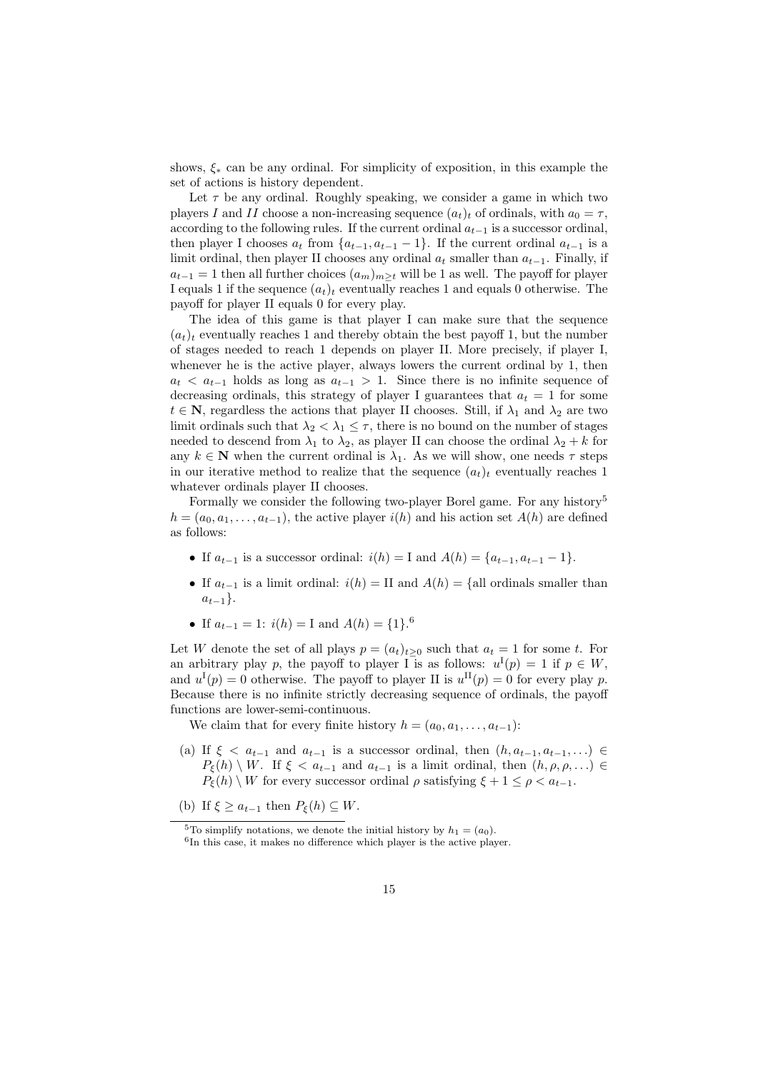shows, $\xi_*$ can be any ordinal. For simplicity of exposition, in this example the set of actions is history dependent.

Let $\tau$ be any ordinal. Roughly speaking, we consider a game in which two players $I$ and $II$ choose a non-increasing sequence $(a_t)_t$ of ordinals, with $a_0 = \tau$, according to the following rules. If the current ordinal $a_{t-1}$ is a successor ordinal, then player I chooses $a_t$ from $\{a_{t-1}, a_{t-1} - 1\}$. If the current ordinal $a_{t-1}$ is a limit ordinal, then player II chooses any ordinal $a_t$ smaller than $a_{t-1}$. Finally, if $a_{t-1} = 1$ then all further choices $(a_m)_{m \geq t}$ will be 1 as well. The payoff for player I equals 1 if the sequence $(a_t)_t$ eventually reaches 1 and equals 0 otherwise. The payoff for player II equals 0 for every play.

The idea of this game is that player I can make sure that the sequence $(a_t)_t$ eventually reaches 1 and thereby obtain the best payoff 1, but the number of stages needed to reach 1 depends on player II. More precisely, if player I, whenever he is the active player, always lowers the current ordinal by 1, then $a_t < a_{t-1}$ holds as long as $a_{t-1} > 1$. Since there is no infinite sequence of decreasing ordinals, this strategy of player I guarantees that $a_t = 1$ for some $t \in \mathbf{N}$, regardless the actions that player II chooses. Still, if $\lambda_1$ and $\lambda_2$ are two limit ordinals such that $\lambda_2 < \lambda_1 \leq \tau$, there is no bound on the number of stages needed to descend from $\lambda_1$ to $\lambda_2$, as player II can choose the ordinal $\lambda_2 + k$ for any $k \in \mathbf{N}$ when the current ordinal is $\lambda_1$. As we will show, one needs $\tau$ steps in our iterative method to realize that the sequence $(a_t)_t$ eventually reaches 1 whatever ordinals player II chooses.

Formally we consider the following two-player Borel game. For any history[5] $h = (a_0, a_1, \ldots, a_{t-1})$, the active player $i(h)$ and his action set $A(h)$ are defined as follows:

- If $a_{t-1}$ is a successor ordinal: $i(h) = \text{I}$ and $A(h) = \{a_{t-1}, a_{t-1} - 1\}$.
- If $a_{t-1}$ is a limit ordinal: $i(h) = \text{II}$ and $A(h) = \{$all ordinals smaller than $a_{t-1}\}$.
- If $a_{t-1} = 1$: $i(h) = \text{I}$ and $A(h) = \{1\}$.[6]

Let $W$ denote the set of all plays $p = (a_t)_{t \geq 0}$ such that $a_t = 1$ for some $t$. For an arbitrary play $p$, the payoff to player I is as follows: $u^{\text{I}}(p) = 1$ if $p \in W$, and $u^{\text{I}}(p) = 0$ otherwise. The payoff to player II is $u^{\text{II}}(p) = 0$ for every play $p$. Because there is no infinite strictly decreasing sequence of ordinals, the payoff functions are lower-semi-continuous.

We claim that for every finite history $h = (a_0, a_1, \ldots, a_{t-1})$:

(a) If $\xi < a_{t-1}$ and $a_{t-1}$ is a successor ordinal, then $(h, a_{t-1}, a_{t-1}, \ldots) \in P_\xi(h) \setminus W$. If $\xi < a_{t-1}$ and $a_{t-1}$ is a limit ordinal, then $(h, \rho, \rho, \ldots) \in P_\xi(h) \setminus W$ for every successor ordinal $\rho$ satisfying $\xi + 1 \leq \rho < a_{t-1}$.

(b) If $\xi \geq a_{t-1}$ then $P_\xi(h) \subseteq W$.

---

[5] To simplify notations, we denote the initial history by $h_1 = (a_0)$.

[6] In this case, it makes no difference which player is the active player.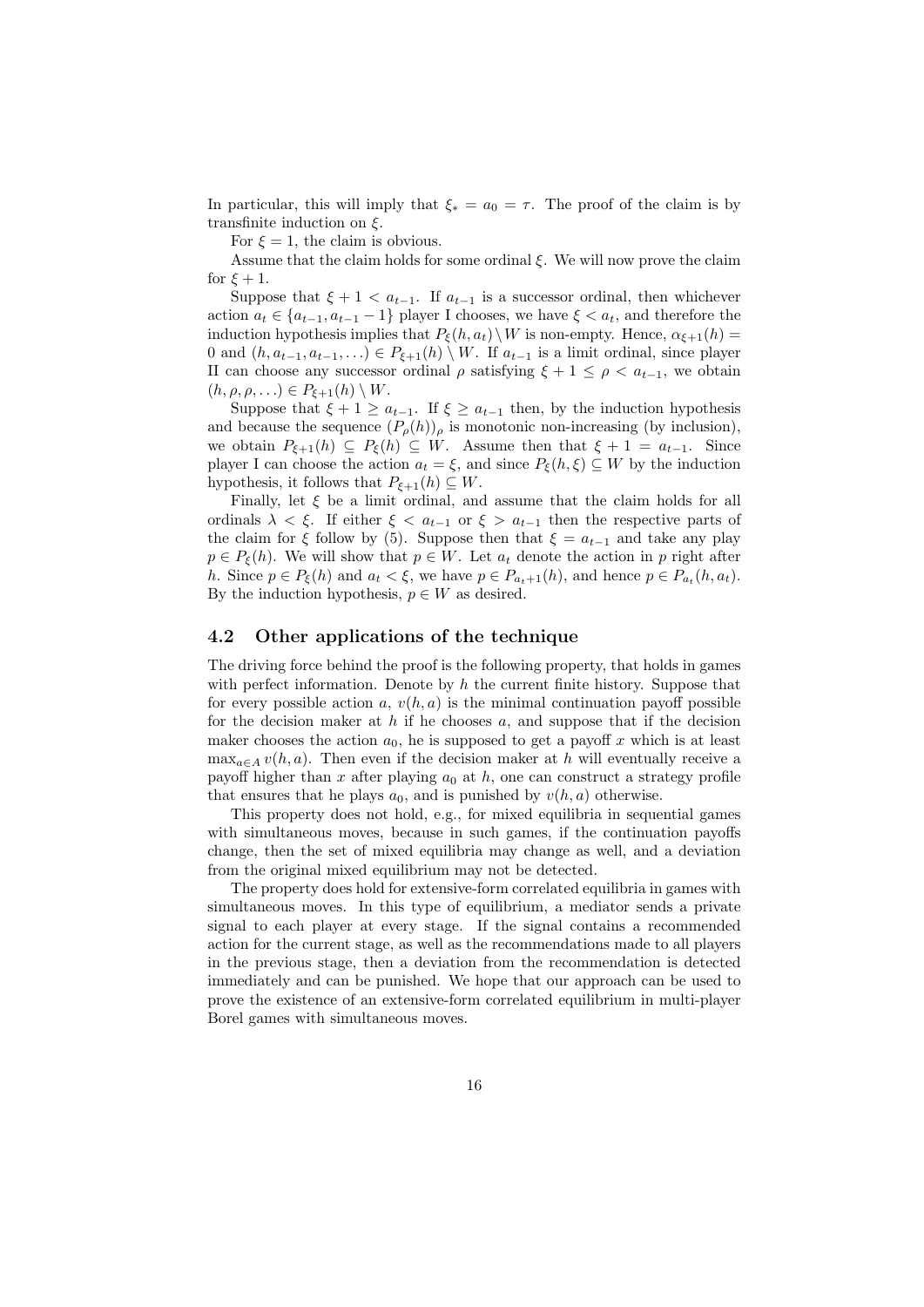In particular, this will imply that $\xi_* = a_0 = \tau$. The proof of the claim is by transfinite induction on $\xi$.

For $\xi = 1$, the claim is obvious.

Assume that the claim holds for some ordinal $\xi$. We will now prove the claim for $\xi + 1$.

Suppose that $\xi + 1 < a_{t-1}$. If $a_{t-1}$ is a successor ordinal, then whichever action $a_t \in \{a_{t-1}, a_{t-1} - 1\}$ player I chooses, we have $\xi < a_t$, and therefore the induction hypothesis implies that $P_\xi(h, a_t) \setminus W$ is non-empty. Hence, $\alpha_{\xi+1}(h) = 0$ and $(h, a_{t-1}, a_{t-1}, \ldots) \in P_{\xi+1}(h) \setminus W$. If $a_{t-1}$ is a limit ordinal, since player II can choose any successor ordinal $\rho$ satisfying $\xi + 1 \leq \rho < a_{t-1}$, we obtain $(h, \rho, \rho, \ldots) \in P_{\xi+1}(h) \setminus W$.

Suppose that $\xi + 1 \geq a_{t-1}$. If $\xi \geq a_{t-1}$ then, by the induction hypothesis and because the sequence $(P_\rho(h))_\rho$ is monotonic non-increasing (by inclusion), we obtain $P_{\xi+1}(h) \subseteq P_\xi(h) \subseteq W$. Assume then that $\xi + 1 = a_{t-1}$. Since player I can choose the action $a_t = \xi$, and since $P_\xi(h, \xi) \subseteq W$ by the induction hypothesis, it follows that $P_{\xi+1}(h) \subseteq W$.

Finally, let $\xi$ be a limit ordinal, and assume that the claim holds for all ordinals $\lambda < \xi$. If either $\xi < a_{t-1}$ or $\xi > a_{t-1}$ then the respective parts of the claim for $\xi$ follow by (5). Suppose then that $\xi = a_{t-1}$ and take any play $p \in P_\xi(h)$. We will show that $p \in W$. Let $a_t$ denote the action in $p$ right after $h$. Since $p \in P_\xi(h)$ and $a_t < \xi$, we have $p \in P_{a_t+1}(h)$, and hence $p \in P_{a_t}(h, a_t)$. By the induction hypothesis, $p \in W$ as desired.

## 4.2 Other applications of the technique

The driving force behind the proof is the following property, that holds in games with perfect information. Denote by $h$ the current finite history. Suppose that for every possible action $a$, $v(h, a)$ is the minimal continuation payoff possible for the decision maker at $h$ if he chooses $a$, and suppose that if the decision maker chooses the action $a_0$, he is supposed to get a payoff $x$ which is at least $\max_{a \in A} v(h, a)$. Then even if the decision maker at $h$ will eventually receive a payoff higher than $x$ after playing $a_0$ at $h$, one can construct a strategy profile that ensures that he plays $a_0$, and is punished by $v(h, a)$ otherwise.

This property does not hold, e.g., for mixed equilibria in sequential games with simultaneous moves, because in such games, if the continuation payoffs change, then the set of mixed equilibria may change as well, and a deviation from the original mixed equilibrium may not be detected.

The property does hold for extensive-form correlated equilibria in games with simultaneous moves. In this type of equilibrium, a mediator sends a private signal to each player at every stage. If the signal contains a recommended action for the current stage, as well as the recommendations made to all players in the previous stage, then a deviation from the recommendation is detected immediately and can be punished. We hope that our approach can be used to prove the existence of an extensive-form correlated equilibrium in multi-player Borel games with simultaneous moves.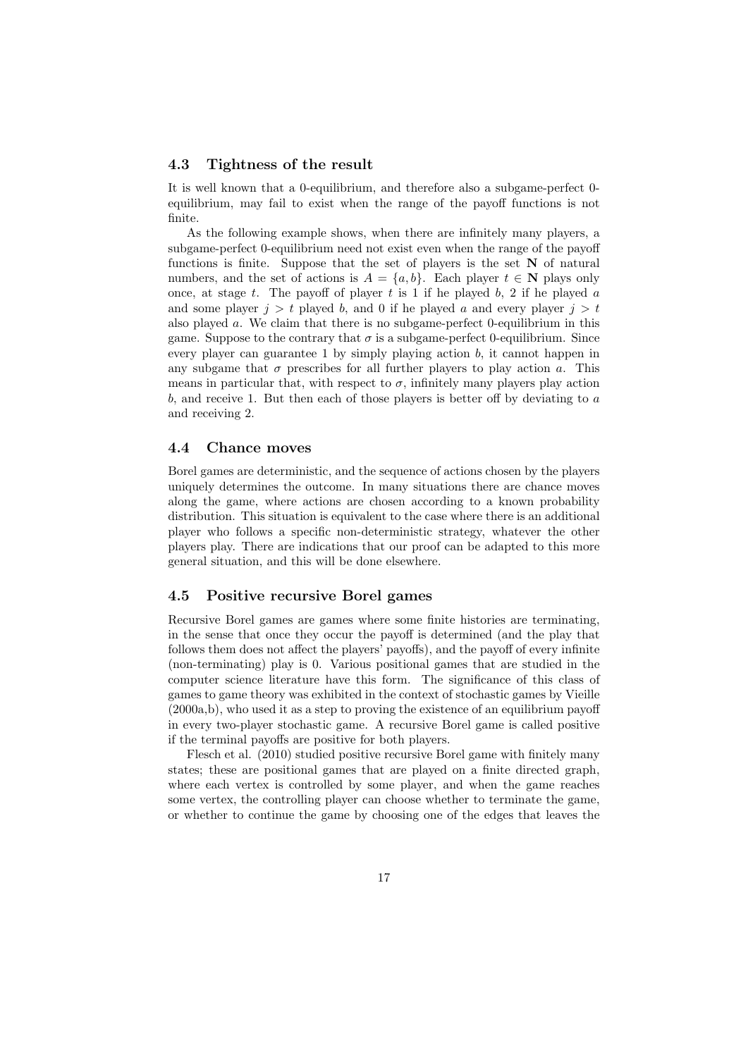### 4.3 Tightness of the result

It is well known that a 0-equilibrium, and therefore also a subgame-perfect 0-equilibrium, may fail to exist when the range of the payoff functions is not finite.

As the following example shows, when there are infinitely many players, a subgame-perfect 0-equilibrium need not exist even when the range of the payoff functions is finite. Suppose that the set of players is the set $\mathbf{N}$ of natural numbers, and the set of actions is $A = \{a, b\}$. Each player $t \in \mathbf{N}$ plays only once, at stage $t$. The payoff of player $t$ is 1 if he played $b$, 2 if he played $a$ and some player $j > t$ played $b$, and 0 if he played $a$ and every player $j > t$ also played $a$. We claim that there is no subgame-perfect 0-equilibrium in this game. Suppose to the contrary that $\sigma$ is a subgame-perfect 0-equilibrium. Since every player can guarantee 1 by simply playing action $b$, it cannot happen in any subgame that $\sigma$ prescribes for all further players to play action $a$. This means in particular that, with respect to $\sigma$, infinitely many players play action $b$, and receive 1. But then each of those players is better off by deviating to $a$ and receiving 2.

### 4.4 Chance moves

Borel games are deterministic, and the sequence of actions chosen by the players uniquely determines the outcome. In many situations there are chance moves along the game, where actions are chosen according to a known probability distribution. This situation is equivalent to the case where there is an additional player who follows a specific non-deterministic strategy, whatever the other players play. There are indications that our proof can be adapted to this more general situation, and this will be done elsewhere.

### 4.5 Positive recursive Borel games

Recursive Borel games are games where some finite histories are terminating, in the sense that once they occur the payoff is determined (and the play that follows them does not affect the players' payoffs), and the payoff of every infinite (non-terminating) play is 0. Various positional games that are studied in the computer science literature have this form. The significance of this class of games to game theory was exhibited in the context of stochastic games by Vieille (2000a,b), who used it as a step to proving the existence of an equilibrium payoff in every two-player stochastic game. A recursive Borel game is called positive if the terminal payoffs are positive for both players.

Flesch et al. (2010) studied positive recursive Borel game with finitely many states; these are positional games that are played on a finite directed graph, where each vertex is controlled by some player, and when the game reaches some vertex, the controlling player can choose whether to terminate the game, or whether to continue the game by choosing one of the edges that leaves the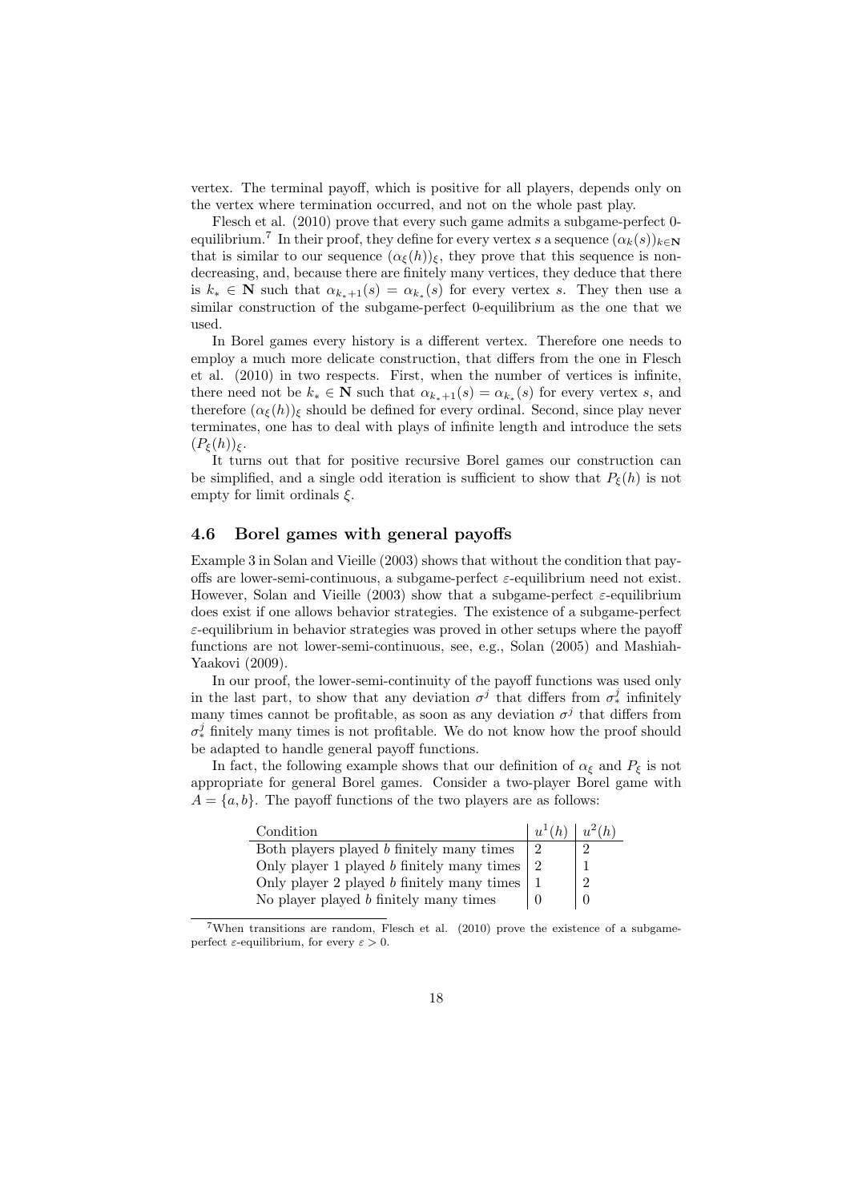vertex. The terminal payoff, which is positive for all players, depends only on the vertex where termination occurred, and not on the whole past play.

Flesch et al. (2010) prove that every such game admits a subgame-perfect 0-equilibrium.[7] In their proof, they define for every vertex $s$ a sequence $(\alpha_k(s))_{k\in\mathbf{N}}$ that is similar to our sequence $(\alpha_\xi(h))_\xi$, they prove that this sequence is non-decreasing, and, because there are finitely many vertices, they deduce that there is $k_* \in \mathbf{N}$ such that $\alpha_{k_*+1}(s) = \alpha_{k_*}(s)$ for every vertex $s$. They then use a similar construction of the subgame-perfect 0-equilibrium as the one that we used.

In Borel games every history is a different vertex. Therefore one needs to employ a much more delicate construction, that differs from the one in Flesch et al. (2010) in two respects. First, when the number of vertices is infinite, there need not be $k_* \in \mathbf{N}$ such that $\alpha_{k_*+1}(s) = \alpha_{k_*}(s)$ for every vertex $s$, and therefore $(\alpha_\xi(h))_\xi$ should be defined for every ordinal. Second, since play never terminates, one has to deal with plays of infinite length and introduce the sets $(P_\xi(h))_\xi$.

It turns out that for positive recursive Borel games our construction can be simplified, and a single odd iteration is sufficient to show that $P_\xi(h)$ is not empty for limit ordinals $\xi$.

### 4.6 Borel games with general payoffs

Example 3 in Solan and Vieille (2003) shows that without the condition that payoffs are lower-semi-continuous, a subgame-perfect $\varepsilon$-equilibrium need not exist. However, Solan and Vieille (2003) show that a subgame-perfect $\varepsilon$-equilibrium does exist if one allows behavior strategies. The existence of a subgame-perfect $\varepsilon$-equilibrium in behavior strategies was proved in other setups where the payoff functions are not lower-semi-continuous, see, e.g., Solan (2005) and Mashiah-Yaakovi (2009).

In our proof, the lower-semi-continuity of the payoff functions was used only in the last part, to show that any deviation $\sigma^j$ that differs from $\sigma^j_*$ infinitely many times cannot be profitable, as soon as any deviation $\sigma^j$ that differs from $\sigma^j_*$ finitely many times is not profitable. We do not know how the proof should be adapted to handle general payoff functions.

In fact, the following example shows that our definition of $\alpha_\xi$ and $P_\xi$ is not appropriate for general Borel games. Consider a two-player Borel game with $A = \{a, b\}$. The payoff functions of the two players are as follows:

| Condition | $u^1(h)$ | $u^2(h)$ |
|---|---|---|
| Both players played $b$ finitely many times | 2 | 2 |
| Only player 1 played $b$ finitely many times | 2 | 1 |
| Only player 2 played $b$ finitely many times | 1 | 2 |
| No player played $b$ finitely many times | 0 | 0 |

[7] When transitions are random, Flesch et al. (2010) prove the existence of a subgame-perfect $\varepsilon$-equilibrium, for every $\varepsilon > 0$.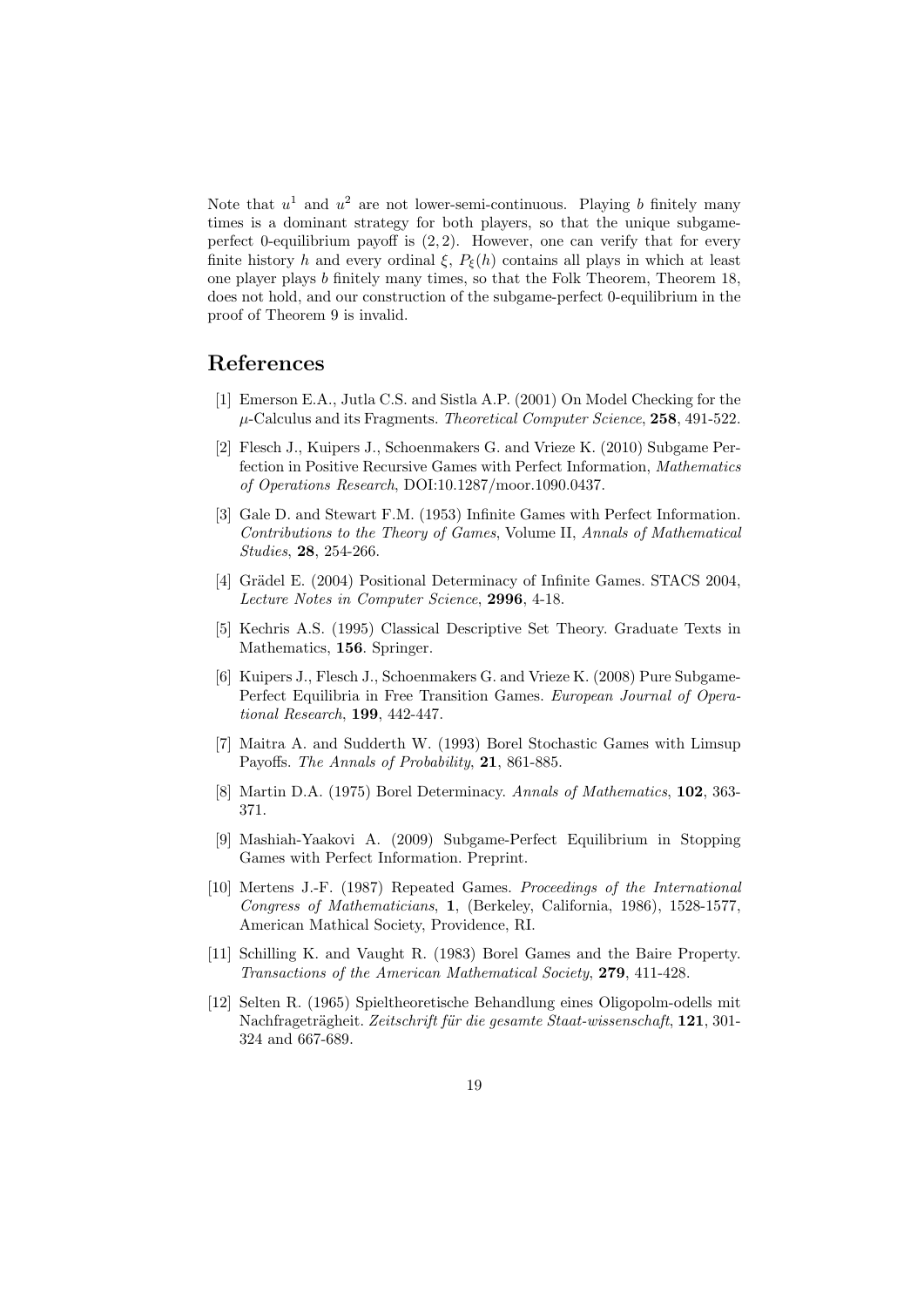Note that $u^1$ and $u^2$ are not lower-semi-continuous. Playing $b$ finitely many times is a dominant strategy for both players, so that the unique subgame-perfect 0-equilibrium payoff is $(2, 2)$. However, one can verify that for every finite history $h$ and every ordinal $\xi$, $P_\xi(h)$ contains all plays in which at least one player plays $b$ finitely many times, so that the Folk Theorem, Theorem 18, does not hold, and our construction of the subgame-perfect 0-equilibrium in the proof of Theorem 9 is invalid.

## References

[1] Emerson E.A., Jutla C.S. and Sistla A.P. (2001) On Model Checking for the $\mu$-Calculus and its Fragments. *Theoretical Computer Science*, **258**, 491-522.

[2] Flesch J., Kuipers J., Schoenmakers G. and Vrieze K. (2010) Subgame Perfection in Positive Recursive Games with Perfect Information, *Mathematics of Operations Research*, DOI:10.1287/moor.1090.0437.

[3] Gale D. and Stewart F.M. (1953) Infinite Games with Perfect Information. *Contributions to the Theory of Games*, Volume II, *Annals of Mathematical Studies*, **28**, 254-266.

[4] Grädel E. (2004) Positional Determinacy of Infinite Games. STACS 2004, *Lecture Notes in Computer Science*, **2996**, 4-18.

[5] Kechris A.S. (1995) Classical Descriptive Set Theory. Graduate Texts in Mathematics, **156**. Springer.

[6] Kuipers J., Flesch J., Schoenmakers G. and Vrieze K. (2008) Pure Subgame-Perfect Equilibria in Free Transition Games. *European Journal of Operational Research*, **199**, 442-447.

[7] Maitra A. and Sudderth W. (1993) Borel Stochastic Games with Limsup Payoffs. *The Annals of Probability*, **21**, 861-885.

[8] Martin D.A. (1975) Borel Determinacy. *Annals of Mathematics*, **102**, 363-371.

[9] Mashiah-Yaakovi A. (2009) Subgame-Perfect Equilibrium in Stopping Games with Perfect Information. Preprint.

[10] Mertens J.-F. (1987) Repeated Games. *Proceedings of the International Congress of Mathematicians*, **1**, (Berkeley, California, 1986), 1528-1577, American Mathical Society, Providence, RI.

[11] Schilling K. and Vaught R. (1983) Borel Games and the Baire Property. *Transactions of the American Mathematical Society*, **279**, 411-428.

[12] Selten R. (1965) Spieltheoretische Behandlung eines Oligopolm-odells mit Nachfrageträgheit. *Zeitschrift für die gesamte Staat-wissenschaft*, **121**, 301-324 and 667-689.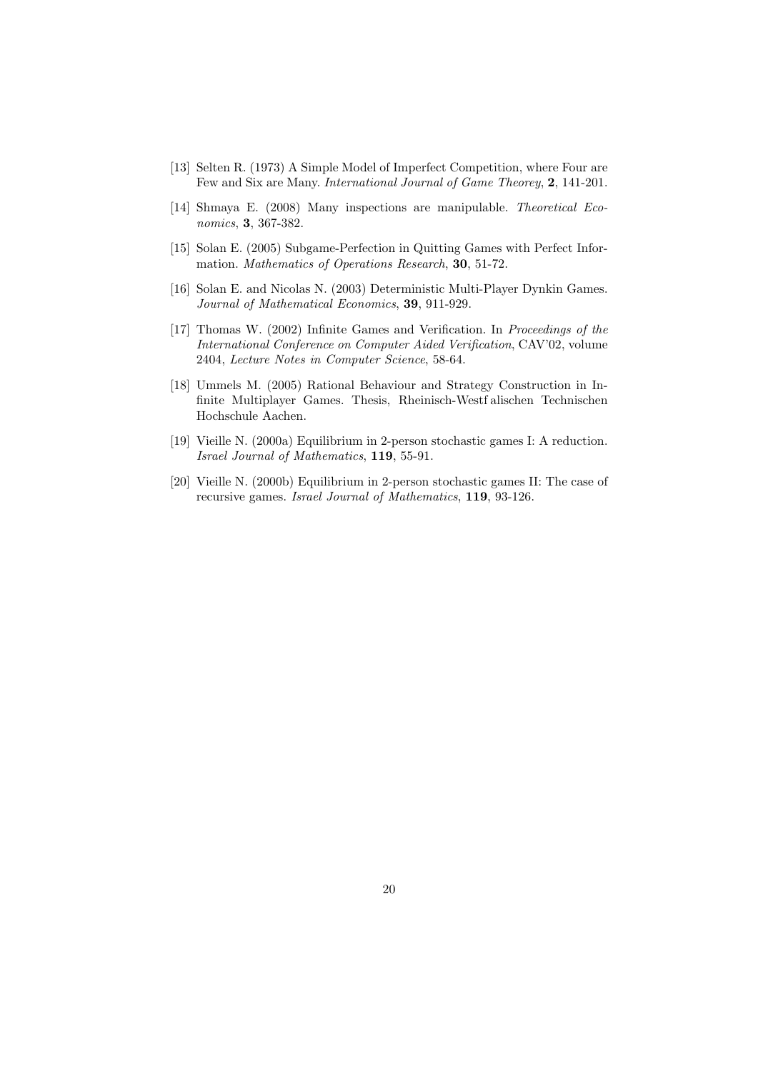[13] Selten R. (1973) A Simple Model of Imperfect Competition, where Four are Few and Six are Many. *International Journal of Game Theorey*, **2**, 141-201.

[14] Shmaya E. (2008) Many inspections are manipulable. *Theoretical Economics*, **3**, 367-382.

[15] Solan E. (2005) Subgame-Perfection in Quitting Games with Perfect Information. *Mathematics of Operations Research*, **30**, 51-72.

[16] Solan E. and Nicolas N. (2003) Deterministic Multi-Player Dynkin Games. *Journal of Mathematical Economics*, **39**, 911-929.

[17] Thomas W. (2002) Infinite Games and Verification. In *Proceedings of the International Conference on Computer Aided Verification*, CAV'02, volume 2404, *Lecture Notes in Computer Science*, 58-64.

[18] Ummels M. (2005) Rational Behaviour and Strategy Construction in Infinite Multiplayer Games. Thesis, Rheinisch-Westf alischen Technischen Hochschule Aachen.

[19] Vieille N. (2000a) Equilibrium in 2-person stochastic games I: A reduction. *Israel Journal of Mathematics*, **119**, 55-91.

[20] Vieille N. (2000b) Equilibrium in 2-person stochastic games II: The case of recursive games. *Israel Journal of Mathematics*, **119**, 93-126.